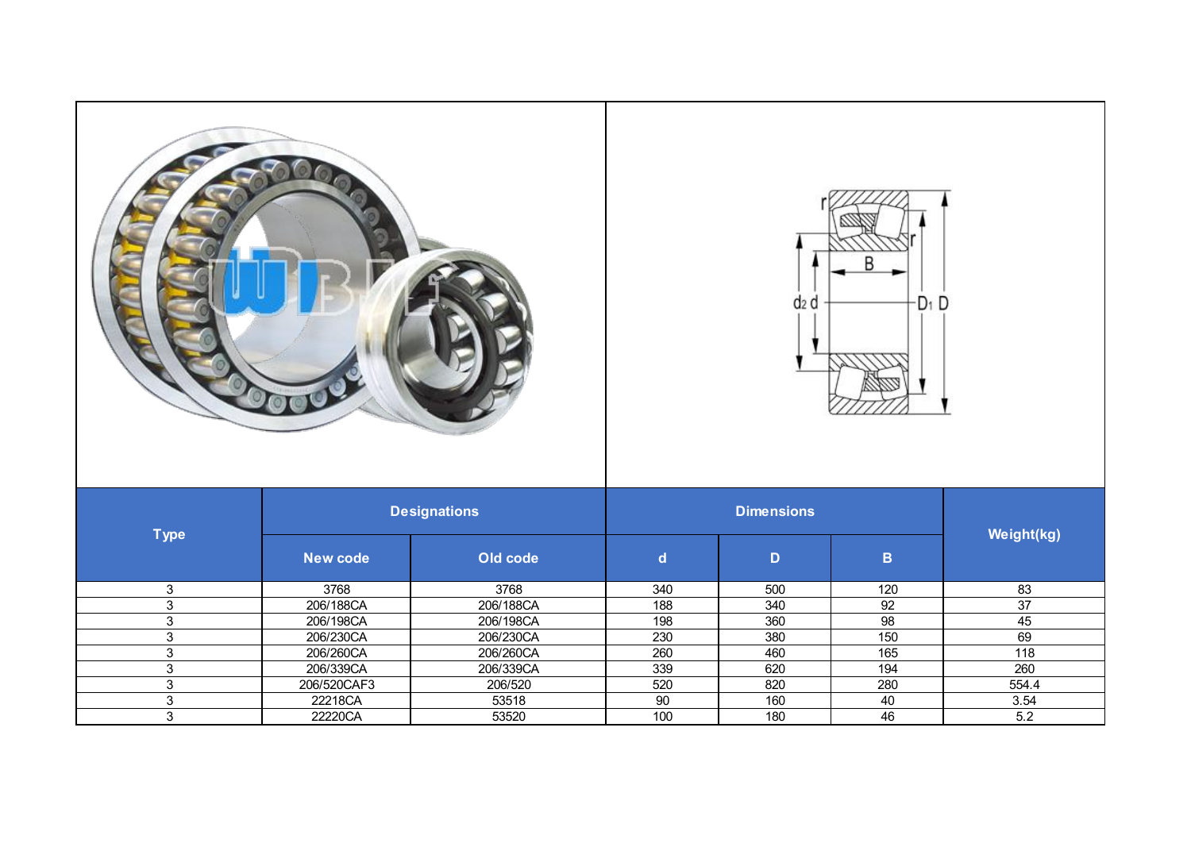| Type | Designations | | Dimensions | | | Weight(kg) |
|---|---|---|---|---|---|---|
| | New code | Old code | d | D | B | |
| 3 | 3768 | 3768 | 340 | 500 | 120 | 83 |
| 3 | 206/188CA | 206/188CA | 188 | 340 | 92 | 37 |
| 3 | 206/198CA | 206/198CA | 198 | 360 | 98 | 45 |
| 3 | 206/230CA | 206/230CA | 230 | 380 | 150 | 69 |
| 3 | 206/260CA | 206/260CA | 260 | 460 | 165 | 118 |
| 3 | 206/339CA | 206/339CA | 339 | 620 | 194 | 260 |
| 3 | 206/520CAF3 | 206/520 | 520 | 820 | 280 | 554.4 |
| 3 | 22218CA | 53518 | 90 | 160 | 40 | 3.54 |
| 3 | 22220CA | 53520 | 100 | 180 | 46 | 5.2 |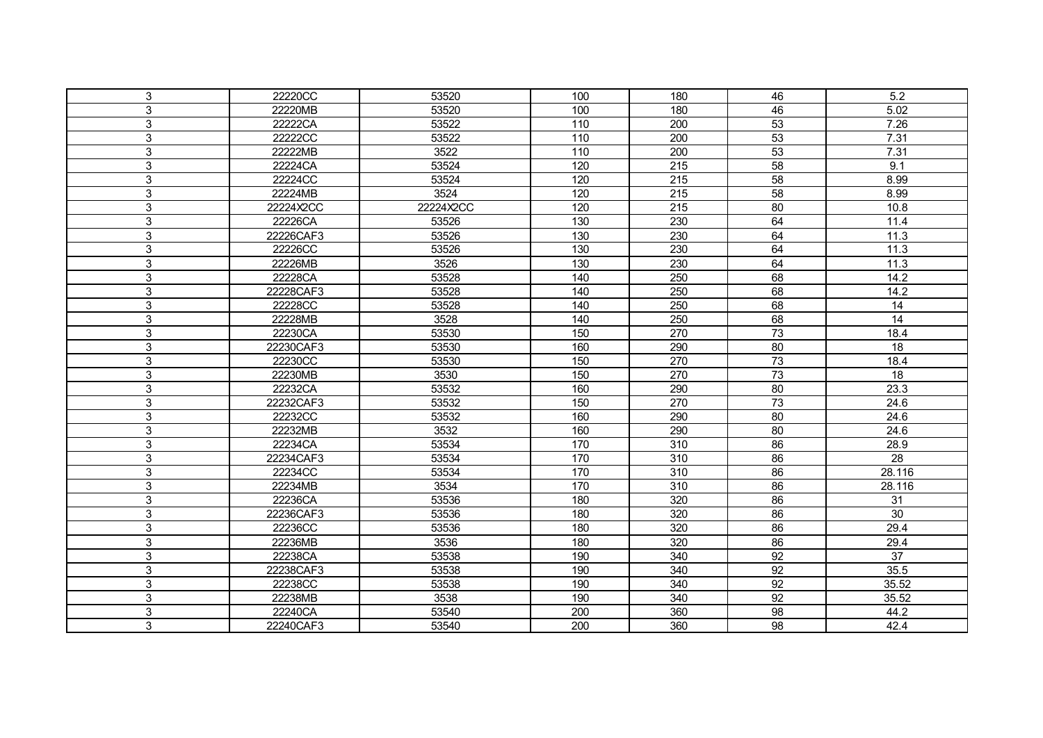| 3 | 22220CC | 53520 | 100 | 180 | 46 | 5.2 |
|---|---|---|---|---|---|---|
| 3 | 22220MB | 53520 | 100 | 180 | 46 | 5.02 |
| 3 | 22222CA | 53522 | 110 | 200 | 53 | 7.26 |
| 3 | 22222CC | 53522 | 110 | 200 | 53 | 7.31 |
| 3 | 22222MB | 3522 | 110 | 200 | 53 | 7.31 |
| 3 | 22224CA | 53524 | 120 | 215 | 58 | 9.1 |
| 3 | 22224CC | 53524 | 120 | 215 | 58 | 8.99 |
| 3 | 22224MB | 3524 | 120 | 215 | 58 | 8.99 |
| 3 | 22224X2CC | 22224X2CC | 120 | 215 | 80 | 10.8 |
| 3 | 22226CA | 53526 | 130 | 230 | 64 | 11.4 |
| 3 | 22226CAF3 | 53526 | 130 | 230 | 64 | 11.3 |
| 3 | 22226CC | 53526 | 130 | 230 | 64 | 11.3 |
| 3 | 22226MB | 3526 | 130 | 230 | 64 | 11.3 |
| 3 | 22228CA | 53528 | 140 | 250 | 68 | 14.2 |
| 3 | 22228CAF3 | 53528 | 140 | 250 | 68 | 14.2 |
| 3 | 22228CC | 53528 | 140 | 250 | 68 | 14 |
| 3 | 22228MB | 3528 | 140 | 250 | 68 | 14 |
| 3 | 22230CA | 53530 | 150 | 270 | 73 | 18.4 |
| 3 | 22230CAF3 | 53530 | 160 | 290 | 80 | 18 |
| 3 | 22230CC | 53530 | 150 | 270 | 73 | 18.4 |
| 3 | 22230MB | 3530 | 150 | 270 | 73 | 18 |
| 3 | 22232CA | 53532 | 160 | 290 | 80 | 23.3 |
| 3 | 22232CAF3 | 53532 | 150 | 270 | 73 | 24.6 |
| 3 | 22232CC | 53532 | 160 | 290 | 80 | 24.6 |
| 3 | 22232MB | 3532 | 160 | 290 | 80 | 24.6 |
| 3 | 22234CA | 53534 | 170 | 310 | 86 | 28.9 |
| 3 | 22234CAF3 | 53534 | 170 | 310 | 86 | 28 |
| 3 | 22234CC | 53534 | 170 | 310 | 86 | 28.116 |
| 3 | 22234MB | 3534 | 170 | 310 | 86 | 28.116 |
| 3 | 22236CA | 53536 | 180 | 320 | 86 | 31 |
| 3 | 22236CAF3 | 53536 | 180 | 320 | 86 | 30 |
| 3 | 22236CC | 53536 | 180 | 320 | 86 | 29.4 |
| 3 | 22236MB | 3536 | 180 | 320 | 86 | 29.4 |
| 3 | 22238CA | 53538 | 190 | 340 | 92 | 37 |
| 3 | 22238CAF3 | 53538 | 190 | 340 | 92 | 35.5 |
| 3 | 22238CC | 53538 | 190 | 340 | 92 | 35.52 |
| 3 | 22238MB | 3538 | 190 | 340 | 92 | 35.52 |
| 3 | 22240CA | 53540 | 200 | 360 | 98 | 44.2 |
| 3 | 22240CAF3 | 53540 | 200 | 360 | 98 | 42.4 |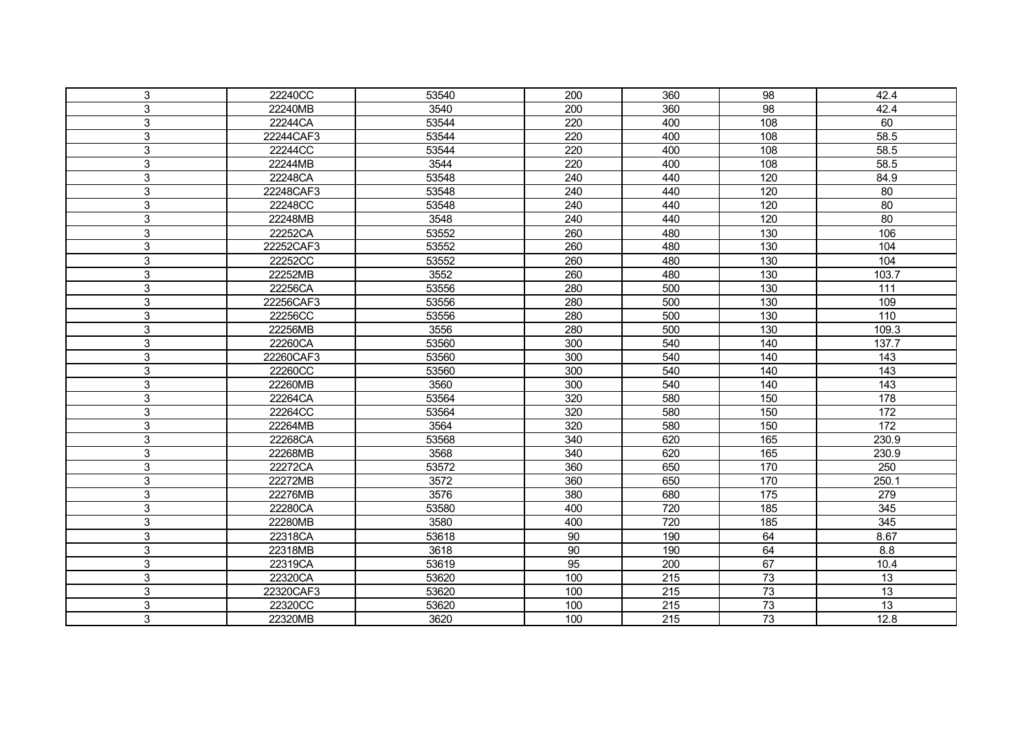| | | | | | | |
|---|---|---|---|---|---|---|
| 3 | 22240CC | 53540 | 200 | 360 | 98 | 42.4 |
| 3 | 22240MB | 3540 | 200 | 360 | 98 | 42.4 |
| 3 | 22244CA | 53544 | 220 | 400 | 108 | 60 |
| 3 | 22244CAF3 | 53544 | 220 | 400 | 108 | 58.5 |
| 3 | 22244CC | 53544 | 220 | 400 | 108 | 58.5 |
| 3 | 22244MB | 3544 | 220 | 400 | 108 | 58.5 |
| 3 | 22248CA | 53548 | 240 | 440 | 120 | 84.9 |
| 3 | 22248CAF3 | 53548 | 240 | 440 | 120 | 80 |
| 3 | 22248CC | 53548 | 240 | 440 | 120 | 80 |
| 3 | 22248MB | 3548 | 240 | 440 | 120 | 80 |
| 3 | 22252CA | 53552 | 260 | 480 | 130 | 106 |
| 3 | 22252CAF3 | 53552 | 260 | 480 | 130 | 104 |
| 3 | 22252CC | 53552 | 260 | 480 | 130 | 104 |
| 3 | 22252MB | 3552 | 260 | 480 | 130 | 103.7 |
| 3 | 22256CA | 53556 | 280 | 500 | 130 | 111 |
| 3 | 22256CAF3 | 53556 | 280 | 500 | 130 | 109 |
| 3 | 22256CC | 53556 | 280 | 500 | 130 | 110 |
| 3 | 22256MB | 3556 | 280 | 500 | 130 | 109.3 |
| 3 | 22260CA | 53560 | 300 | 540 | 140 | 137.7 |
| 3 | 22260CAF3 | 53560 | 300 | 540 | 140 | 143 |
| 3 | 22260CC | 53560 | 300 | 540 | 140 | 143 |
| 3 | 22260MB | 3560 | 300 | 540 | 140 | 143 |
| 3 | 22264CA | 53564 | 320 | 580 | 150 | 178 |
| 3 | 22264CC | 53564 | 320 | 580 | 150 | 172 |
| 3 | 22264MB | 3564 | 320 | 580 | 150 | 172 |
| 3 | 22268CA | 53568 | 340 | 620 | 165 | 230.9 |
| 3 | 22268MB | 3568 | 340 | 620 | 165 | 230.9 |
| 3 | 22272CA | 53572 | 360 | 650 | 170 | 250 |
| 3 | 22272MB | 3572 | 360 | 650 | 170 | 250.1 |
| 3 | 22276MB | 3576 | 380 | 680 | 175 | 279 |
| 3 | 22280CA | 53580 | 400 | 720 | 185 | 345 |
| 3 | 22280MB | 3580 | 400 | 720 | 185 | 345 |
| 3 | 22318CA | 53618 | 90 | 190 | 64 | 8.67 |
| 3 | 22318MB | 3618 | 90 | 190 | 64 | 8.8 |
| 3 | 22319CA | 53619 | 95 | 200 | 67 | 10.4 |
| 3 | 22320CA | 53620 | 100 | 215 | 73 | 13 |
| 3 | 22320CAF3 | 53620 | 100 | 215 | 73 | 13 |
| 3 | 22320CC | 53620 | 100 | 215 | 73 | 13 |
| 3 | 22320MB | 3620 | 100 | 215 | 73 | 12.8 |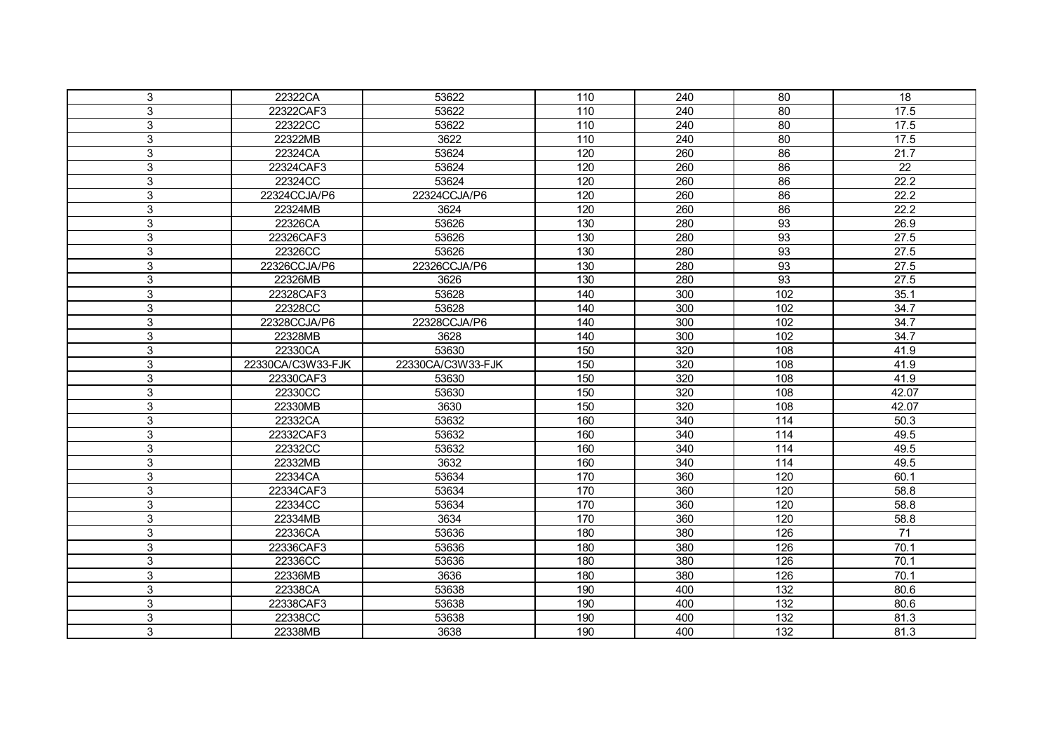| 3 | 22322CA | 53622 | 110 | 240 | 80 | 18 |
|---|---|---|---|---|---|---|
| 3 | 22322CAF3 | 53622 | 110 | 240 | 80 | 17.5 |
| 3 | 22322CC | 53622 | 110 | 240 | 80 | 17.5 |
| 3 | 22322MB | 3622 | 110 | 240 | 80 | 17.5 |
| 3 | 22324CA | 53624 | 120 | 260 | 86 | 21.7 |
| 3 | 22324CAF3 | 53624 | 120 | 260 | 86 | 22 |
| 3 | 22324CC | 53624 | 120 | 260 | 86 | 22.2 |
| 3 | 22324CCJA/P6 | 22324CCJA/P6 | 120 | 260 | 86 | 22.2 |
| 3 | 22324MB | 3624 | 120 | 260 | 86 | 22.2 |
| 3 | 22326CA | 53626 | 130 | 280 | 93 | 26.9 |
| 3 | 22326CAF3 | 53626 | 130 | 280 | 93 | 27.5 |
| 3 | 22326CC | 53626 | 130 | 280 | 93 | 27.5 |
| 3 | 22326CCJA/P6 | 22326CCJA/P6 | 130 | 280 | 93 | 27.5 |
| 3 | 22326MB | 3626 | 130 | 280 | 93 | 27.5 |
| 3 | 22328CAF3 | 53628 | 140 | 300 | 102 | 35.1 |
| 3 | 22328CC | 53628 | 140 | 300 | 102 | 34.7 |
| 3 | 22328CCJA/P6 | 22328CCJA/P6 | 140 | 300 | 102 | 34.7 |
| 3 | 22328MB | 3628 | 140 | 300 | 102 | 34.7 |
| 3 | 22330CA | 53630 | 150 | 320 | 108 | 41.9 |
| 3 | 22330CA/C3W33-FJK | 22330CA/C3W33-FJK | 150 | 320 | 108 | 41.9 |
| 3 | 22330CAF3 | 53630 | 150 | 320 | 108 | 41.9 |
| 3 | 22330CC | 53630 | 150 | 320 | 108 | 42.07 |
| 3 | 22330MB | 3630 | 150 | 320 | 108 | 42.07 |
| 3 | 22332CA | 53632 | 160 | 340 | 114 | 50.3 |
| 3 | 22332CAF3 | 53632 | 160 | 340 | 114 | 49.5 |
| 3 | 22332CC | 53632 | 160 | 340 | 114 | 49.5 |
| 3 | 22332MB | 3632 | 160 | 340 | 114 | 49.5 |
| 3 | 22334CA | 53634 | 170 | 360 | 120 | 60.1 |
| 3 | 22334CAF3 | 53634 | 170 | 360 | 120 | 58.8 |
| 3 | 22334CC | 53634 | 170 | 360 | 120 | 58.8 |
| 3 | 22334MB | 3634 | 170 | 360 | 120 | 58.8 |
| 3 | 22336CA | 53636 | 180 | 380 | 126 | 71 |
| 3 | 22336CAF3 | 53636 | 180 | 380 | 126 | 70.1 |
| 3 | 22336CC | 53636 | 180 | 380 | 126 | 70.1 |
| 3 | 22336MB | 3636 | 180 | 380 | 126 | 70.1 |
| 3 | 22338CA | 53638 | 190 | 400 | 132 | 80.6 |
| 3 | 22338CAF3 | 53638 | 190 | 400 | 132 | 80.6 |
| 3 | 22338CC | 53638 | 190 | 400 | 132 | 81.3 |
| 3 | 22338MB | 3638 | 190 | 400 | 132 | 81.3 |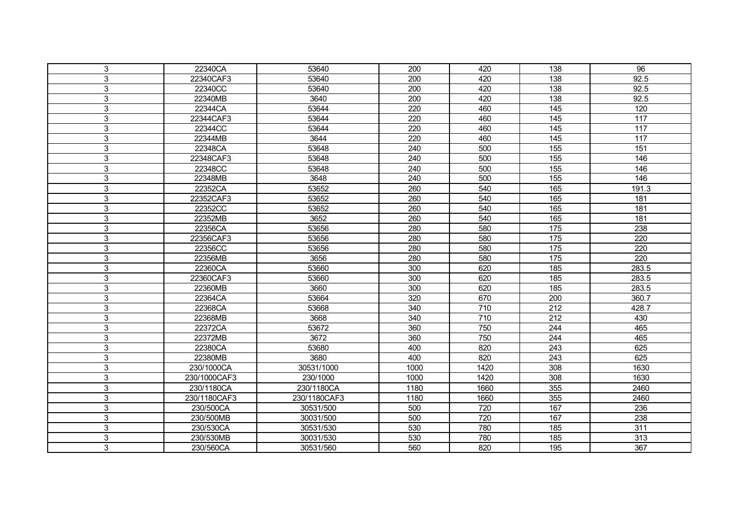| 3 | 22340CA | 53640 | 200 | 420 | 138 | 96 |
|---|---|---|---|---|---|---|
| 3 | 22340CAF3 | 53640 | 200 | 420 | 138 | 92.5 |
| 3 | 22340CC | 53640 | 200 | 420 | 138 | 92.5 |
| 3 | 22340MB | 3640 | 200 | 420 | 138 | 92.5 |
| 3 | 22344CA | 53644 | 220 | 460 | 145 | 120 |
| 3 | 22344CAF3 | 53644 | 220 | 460 | 145 | 117 |
| 3 | 22344CC | 53644 | 220 | 460 | 145 | 117 |
| 3 | 22344MB | 3644 | 220 | 460 | 145 | 117 |
| 3 | 22348CA | 53648 | 240 | 500 | 155 | 151 |
| 3 | 22348CAF3 | 53648 | 240 | 500 | 155 | 146 |
| 3 | 22348CC | 53648 | 240 | 500 | 155 | 146 |
| 3 | 22348MB | 3648 | 240 | 500 | 155 | 146 |
| 3 | 22352CA | 53652 | 260 | 540 | 165 | 191.3 |
| 3 | 22352CAF3 | 53652 | 260 | 540 | 165 | 181 |
| 3 | 22352CC | 53652 | 260 | 540 | 165 | 181 |
| 3 | 22352MB | 3652 | 260 | 540 | 165 | 181 |
| 3 | 22356CA | 53656 | 280 | 580 | 175 | 238 |
| 3 | 22356CAF3 | 53656 | 280 | 580 | 175 | 220 |
| 3 | 22356CC | 53656 | 280 | 580 | 175 | 220 |
| 3 | 22356MB | 3656 | 280 | 580 | 175 | 220 |
| 3 | 22360CA | 53660 | 300 | 620 | 185 | 283.5 |
| 3 | 22360CAF3 | 53660 | 300 | 620 | 185 | 283.5 |
| 3 | 22360MB | 3660 | 300 | 620 | 185 | 283.5 |
| 3 | 22364CA | 53664 | 320 | 670 | 200 | 360.7 |
| 3 | 22368CA | 53668 | 340 | 710 | 212 | 428.7 |
| 3 | 22368MB | 3668 | 340 | 710 | 212 | 430 |
| 3 | 22372CA | 53672 | 360 | 750 | 244 | 465 |
| 3 | 22372MB | 3672 | 360 | 750 | 244 | 465 |
| 3 | 22380CA | 53680 | 400 | 820 | 243 | 625 |
| 3 | 22380MB | 3680 | 400 | 820 | 243 | 625 |
| 3 | 230/1000CA | 30531/1000 | 1000 | 1420 | 308 | 1630 |
| 3 | 230/1000CAF3 | 230/1000 | 1000 | 1420 | 308 | 1630 |
| 3 | 230/1180CA | 230/1180CA | 1180 | 1660 | 355 | 2460 |
| 3 | 230/1180CAF3 | 230/1180CAF3 | 1180 | 1660 | 355 | 2460 |
| 3 | 230/500CA | 30531/500 | 500 | 720 | 167 | 236 |
| 3 | 230/500MB | 30031/500 | 500 | 720 | 167 | 238 |
| 3 | 230/530CA | 30531/530 | 530 | 780 | 185 | 311 |
| 3 | 230/530MB | 30031/530 | 530 | 780 | 185 | 313 |
| 3 | 230/560CA | 30531/560 | 560 | 820 | 195 | 367 |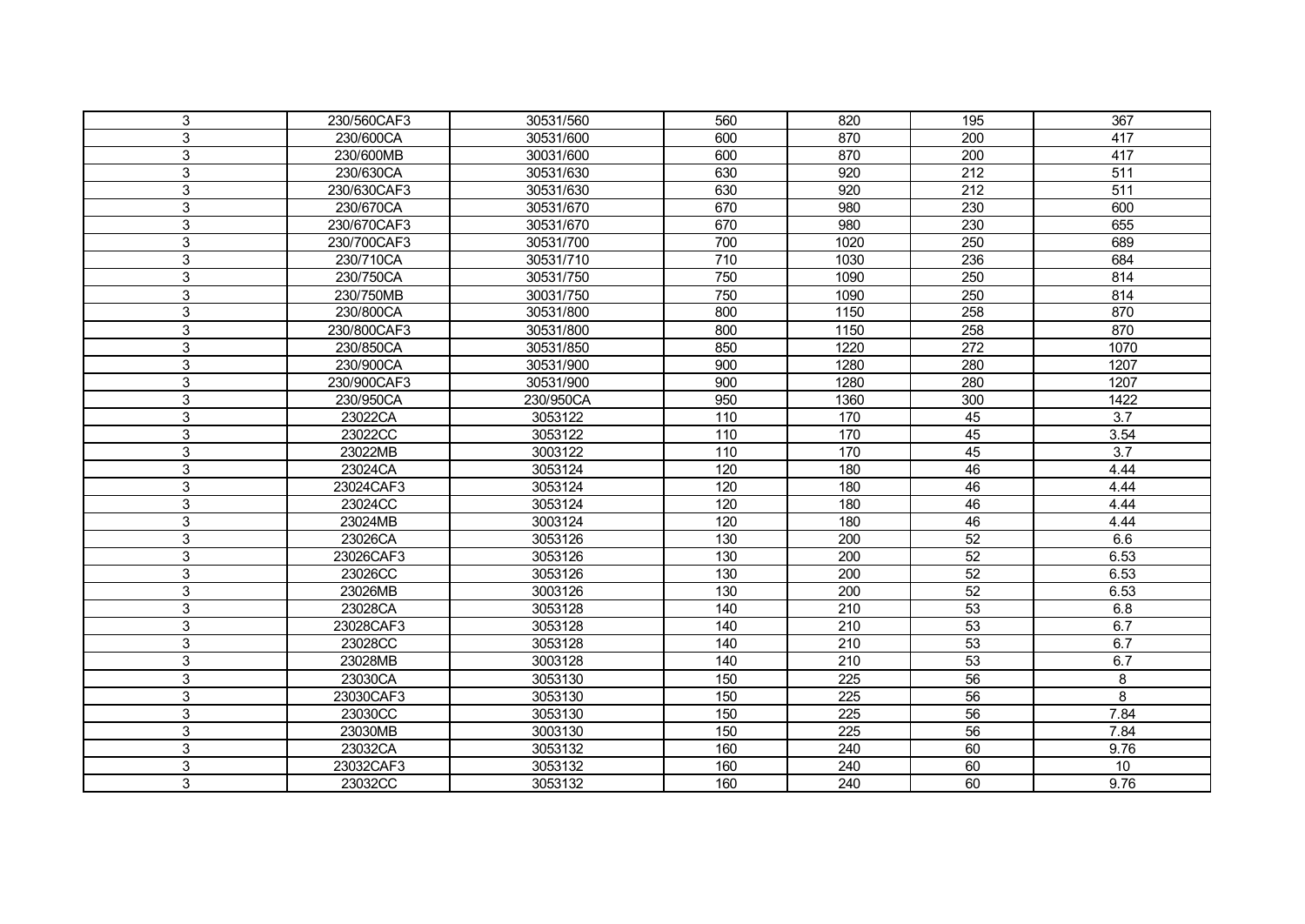| 3 | 230/560CAF3 | 30531/560 | 560 | 820 | 195 | 367 |
|---|---|---|---|---|---|---|
| 3 | 230/600CA | 30531/600 | 600 | 870 | 200 | 417 |
| 3 | 230/600MB | 30031/600 | 600 | 870 | 200 | 417 |
| 3 | 230/630CA | 30531/630 | 630 | 920 | 212 | 511 |
| 3 | 230/630CAF3 | 30531/630 | 630 | 920 | 212 | 511 |
| 3 | 230/670CA | 30531/670 | 670 | 980 | 230 | 600 |
| 3 | 230/670CAF3 | 30531/670 | 670 | 980 | 230 | 655 |
| 3 | 230/700CAF3 | 30531/700 | 700 | 1020 | 250 | 689 |
| 3 | 230/710CA | 30531/710 | 710 | 1030 | 236 | 684 |
| 3 | 230/750CA | 30531/750 | 750 | 1090 | 250 | 814 |
| 3 | 230/750MB | 30031/750 | 750 | 1090 | 250 | 814 |
| 3 | 230/800CA | 30531/800 | 800 | 1150 | 258 | 870 |
| 3 | 230/800CAF3 | 30531/800 | 800 | 1150 | 258 | 870 |
| 3 | 230/850CA | 30531/850 | 850 | 1220 | 272 | 1070 |
| 3 | 230/900CA | 30531/900 | 900 | 1280 | 280 | 1207 |
| 3 | 230/900CAF3 | 30531/900 | 900 | 1280 | 280 | 1207 |
| 3 | 230/950CA | 230/950CA | 950 | 1360 | 300 | 1422 |
| 3 | 23022CA | 3053122 | 110 | 170 | 45 | 3.7 |
| 3 | 23022CC | 3053122 | 110 | 170 | 45 | 3.54 |
| 3 | 23022MB | 3003122 | 110 | 170 | 45 | 3.7 |
| 3 | 23024CA | 3053124 | 120 | 180 | 46 | 4.44 |
| 3 | 23024CAF3 | 3053124 | 120 | 180 | 46 | 4.44 |
| 3 | 23024CC | 3053124 | 120 | 180 | 46 | 4.44 |
| 3 | 23024MB | 3003124 | 120 | 180 | 46 | 4.44 |
| 3 | 23026CA | 3053126 | 130 | 200 | 52 | 6.6 |
| 3 | 23026CAF3 | 3053126 | 130 | 200 | 52 | 6.53 |
| 3 | 23026CC | 3053126 | 130 | 200 | 52 | 6.53 |
| 3 | 23026MB | 3003126 | 130 | 200 | 52 | 6.53 |
| 3 | 23028CA | 3053128 | 140 | 210 | 53 | 6.8 |
| 3 | 23028CAF3 | 3053128 | 140 | 210 | 53 | 6.7 |
| 3 | 23028CC | 3053128 | 140 | 210 | 53 | 6.7 |
| 3 | 23028MB | 3003128 | 140 | 210 | 53 | 6.7 |
| 3 | 23030CA | 3053130 | 150 | 225 | 56 | 8 |
| 3 | 23030CAF3 | 3053130 | 150 | 225 | 56 | 8 |
| 3 | 23030CC | 3053130 | 150 | 225 | 56 | 7.84 |
| 3 | 23030MB | 3003130 | 150 | 225 | 56 | 7.84 |
| 3 | 23032CA | 3053132 | 160 | 240 | 60 | 9.76 |
| 3 | 23032CAF3 | 3053132 | 160 | 240 | 60 | 10 |
| 3 | 23032CC | 3053132 | 160 | 240 | 60 | 9.76 |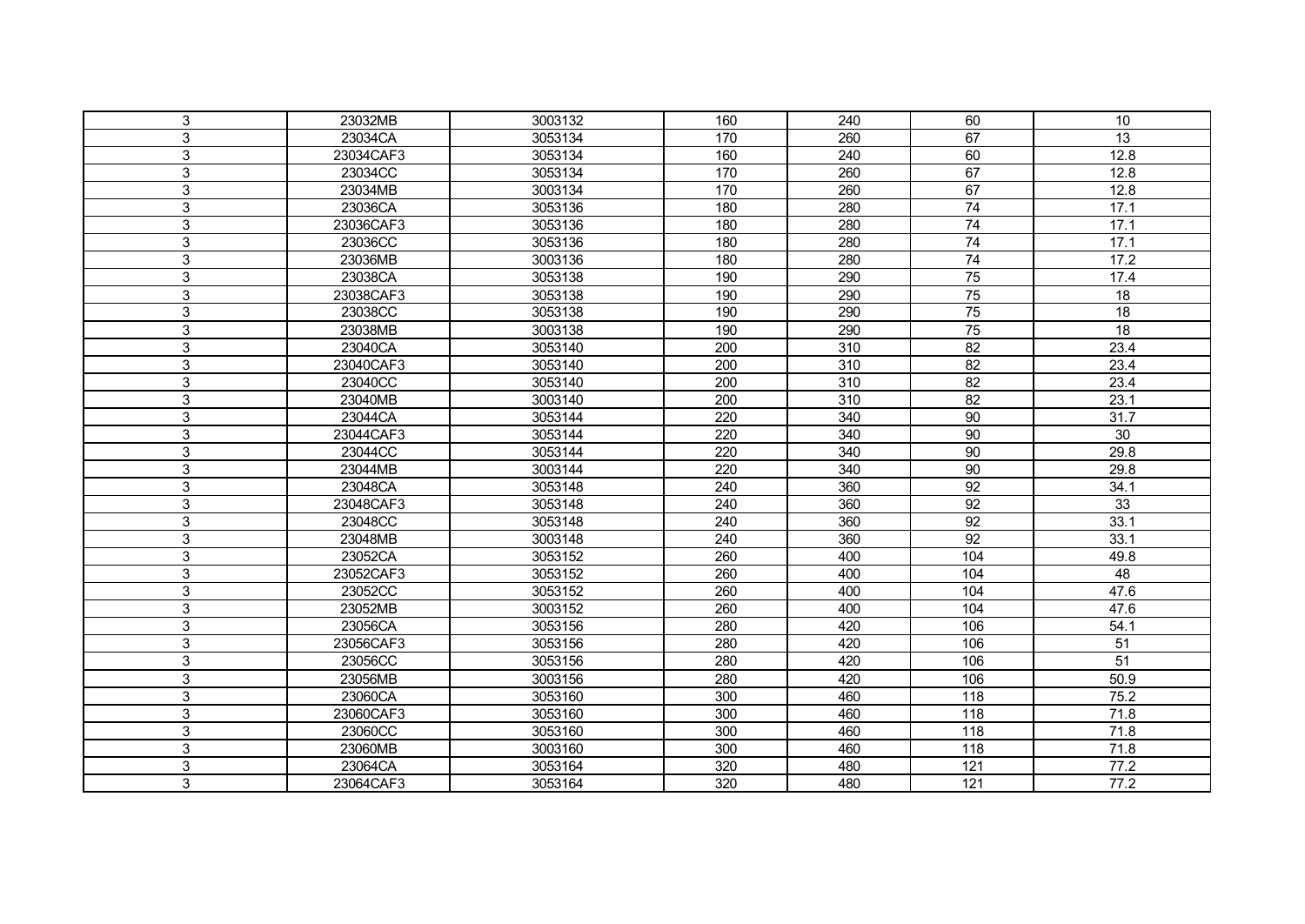| 3 | 23032MB | 3003132 | 160 | 240 | 60 | 10 |
|---|---|---|---|---|---|---|
| 3 | 23034CA | 3053134 | 170 | 260 | 67 | 13 |
| 3 | 23034CAF3 | 3053134 | 160 | 240 | 60 | 12.8 |
| 3 | 23034CC | 3053134 | 170 | 260 | 67 | 12.8 |
| 3 | 23034MB | 3003134 | 170 | 260 | 67 | 12.8 |
| 3 | 23036CA | 3053136 | 180 | 280 | 74 | 17.1 |
| 3 | 23036CAF3 | 3053136 | 180 | 280 | 74 | 17.1 |
| 3 | 23036CC | 3053136 | 180 | 280 | 74 | 17.1 |
| 3 | 23036MB | 3003136 | 180 | 280 | 74 | 17.2 |
| 3 | 23038CA | 3053138 | 190 | 290 | 75 | 17.4 |
| 3 | 23038CAF3 | 3053138 | 190 | 290 | 75 | 18 |
| 3 | 23038CC | 3053138 | 190 | 290 | 75 | 18 |
| 3 | 23038MB | 3003138 | 190 | 290 | 75 | 18 |
| 3 | 23040CA | 3053140 | 200 | 310 | 82 | 23.4 |
| 3 | 23040CAF3 | 3053140 | 200 | 310 | 82 | 23.4 |
| 3 | 23040CC | 3053140 | 200 | 310 | 82 | 23.4 |
| 3 | 23040MB | 3003140 | 200 | 310 | 82 | 23.1 |
| 3 | 23044CA | 3053144 | 220 | 340 | 90 | 31.7 |
| 3 | 23044CAF3 | 3053144 | 220 | 340 | 90 | 30 |
| 3 | 23044CC | 3053144 | 220 | 340 | 90 | 29.8 |
| 3 | 23044MB | 3003144 | 220 | 340 | 90 | 29.8 |
| 3 | 23048CA | 3053148 | 240 | 360 | 92 | 34.1 |
| 3 | 23048CAF3 | 3053148 | 240 | 360 | 92 | 33 |
| 3 | 23048CC | 3053148 | 240 | 360 | 92 | 33.1 |
| 3 | 23048MB | 3003148 | 240 | 360 | 92 | 33.1 |
| 3 | 23052CA | 3053152 | 260 | 400 | 104 | 49.8 |
| 3 | 23052CAF3 | 3053152 | 260 | 400 | 104 | 48 |
| 3 | 23052CC | 3053152 | 260 | 400 | 104 | 47.6 |
| 3 | 23052MB | 3003152 | 260 | 400 | 104 | 47.6 |
| 3 | 23056CA | 3053156 | 280 | 420 | 106 | 54.1 |
| 3 | 23056CAF3 | 3053156 | 280 | 420 | 106 | 51 |
| 3 | 23056CC | 3053156 | 280 | 420 | 106 | 51 |
| 3 | 23056MB | 3003156 | 280 | 420 | 106 | 50.9 |
| 3 | 23060CA | 3053160 | 300 | 460 | 118 | 75.2 |
| 3 | 23060CAF3 | 3053160 | 300 | 460 | 118 | 71.8 |
| 3 | 23060CC | 3053160 | 300 | 460 | 118 | 71.8 |
| 3 | 23060MB | 3003160 | 300 | 460 | 118 | 71.8 |
| 3 | 23064CA | 3053164 | 320 | 480 | 121 | 77.2 |
| 3 | 23064CAF3 | 3053164 | 320 | 480 | 121 | 77.2 |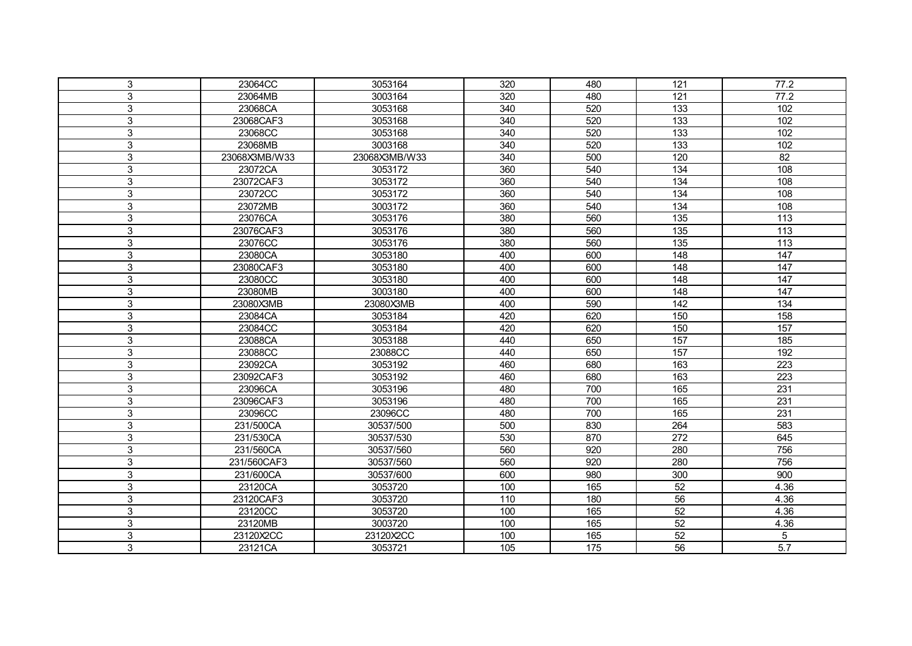| | | | | | | |
|---|---|---|---|---|---|---|
| 3 | 23064CC | 3053164 | 320 | 480 | 121 | 77.2 |
| 3 | 23064MB | 3003164 | 320 | 480 | 121 | 77.2 |
| 3 | 23068CA | 3053168 | 340 | 520 | 133 | 102 |
| 3 | 23068CAF3 | 3053168 | 340 | 520 | 133 | 102 |
| 3 | 23068CC | 3053168 | 340 | 520 | 133 | 102 |
| 3 | 23068MB | 3003168 | 340 | 520 | 133 | 102 |
| 3 | 23068X3MB/W33 | 23068X3MB/W33 | 340 | 500 | 120 | 82 |
| 3 | 23072CA | 3053172 | 360 | 540 | 134 | 108 |
| 3 | 23072CAF3 | 3053172 | 360 | 540 | 134 | 108 |
| 3 | 23072CC | 3053172 | 360 | 540 | 134 | 108 |
| 3 | 23072MB | 3003172 | 360 | 540 | 134 | 108 |
| 3 | 23076CA | 3053176 | 380 | 560 | 135 | 113 |
| 3 | 23076CAF3 | 3053176 | 380 | 560 | 135 | 113 |
| 3 | 23076CC | 3053176 | 380 | 560 | 135 | 113 |
| 3 | 23080CA | 3053180 | 400 | 600 | 148 | 147 |
| 3 | 23080CAF3 | 3053180 | 400 | 600 | 148 | 147 |
| 3 | 23080CC | 3053180 | 400 | 600 | 148 | 147 |
| 3 | 23080MB | 3003180 | 400 | 600 | 148 | 147 |
| 3 | 23080X3MB | 23080X3MB | 400 | 590 | 142 | 134 |
| 3 | 23084CA | 3053184 | 420 | 620 | 150 | 158 |
| 3 | 23084CC | 3053184 | 420 | 620 | 150 | 157 |
| 3 | 23088CA | 3053188 | 440 | 650 | 157 | 185 |
| 3 | 23088CC | 23088CC | 440 | 650 | 157 | 192 |
| 3 | 23092CA | 3053192 | 460 | 680 | 163 | 223 |
| 3 | 23092CAF3 | 3053192 | 460 | 680 | 163 | 223 |
| 3 | 23096CA | 3053196 | 480 | 700 | 165 | 231 |
| 3 | 23096CAF3 | 3053196 | 480 | 700 | 165 | 231 |
| 3 | 23096CC | 23096CC | 480 | 700 | 165 | 231 |
| 3 | 231/500CA | 30537/500 | 500 | 830 | 264 | 583 |
| 3 | 231/530CA | 30537/530 | 530 | 870 | 272 | 645 |
| 3 | 231/560CA | 30537/560 | 560 | 920 | 280 | 756 |
| 3 | 231/560CAF3 | 30537/560 | 560 | 920 | 280 | 756 |
| 3 | 231/600CA | 30537/600 | 600 | 980 | 300 | 900 |
| 3 | 23120CA | 3053720 | 100 | 165 | 52 | 4.36 |
| 3 | 23120CAF3 | 3053720 | 110 | 180 | 56 | 4.36 |
| 3 | 23120CC | 3053720 | 100 | 165 | 52 | 4.36 |
| 3 | 23120MB | 3003720 | 100 | 165 | 52 | 4.36 |
| 3 | 23120X2CC | 23120X2CC | 100 | 165 | 52 | 5 |
| 3 | 23121CA | 3053721 | 105 | 175 | 56 | 5.7 |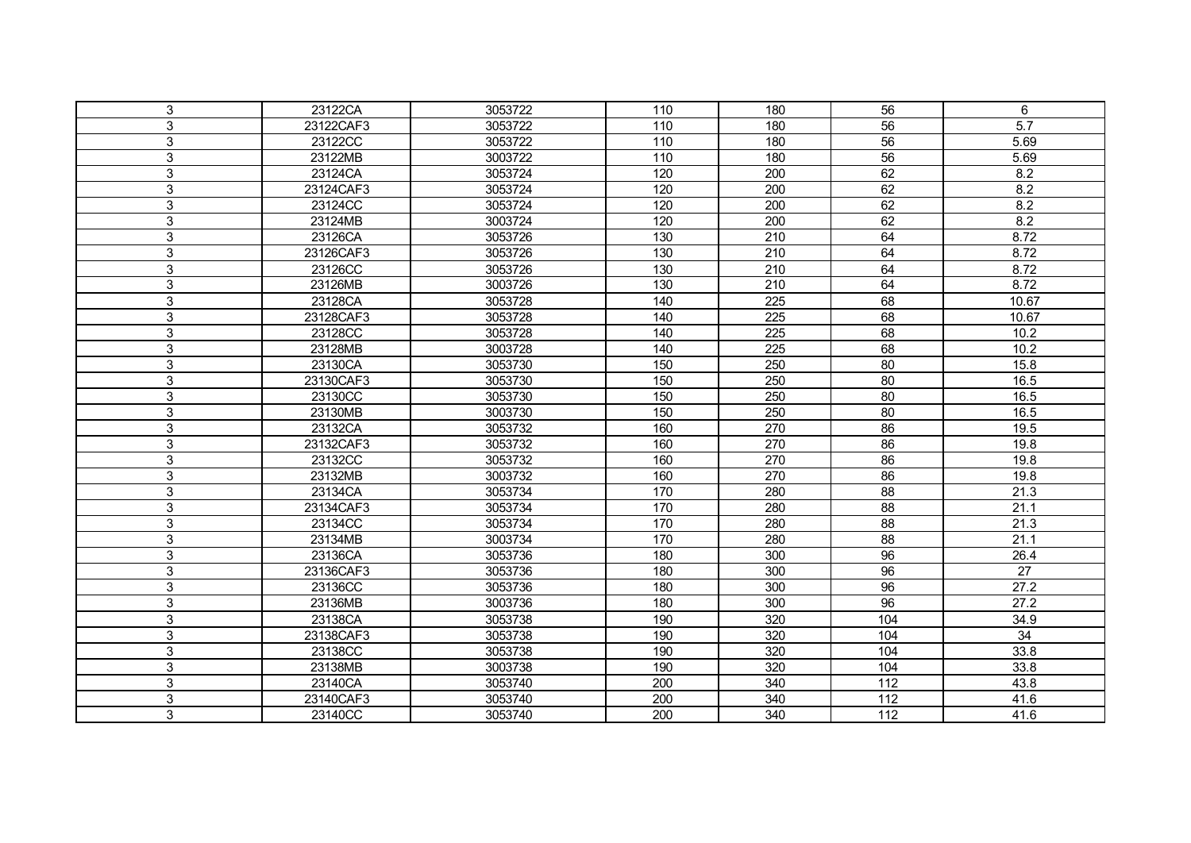| 3 | 23122CA | 3053722 | 110 | 180 | 56 | 6 |
|---|---|---|---|---|---|---|
| 3 | 23122CAF3 | 3053722 | 110 | 180 | 56 | 5.7 |
| 3 | 23122CC | 3053722 | 110 | 180 | 56 | 5.69 |
| 3 | 23122MB | 3003722 | 110 | 180 | 56 | 5.69 |
| 3 | 23124CA | 3053724 | 120 | 200 | 62 | 8.2 |
| 3 | 23124CAF3 | 3053724 | 120 | 200 | 62 | 8.2 |
| 3 | 23124CC | 3053724 | 120 | 200 | 62 | 8.2 |
| 3 | 23124MB | 3003724 | 120 | 200 | 62 | 8.2 |
| 3 | 23126CA | 3053726 | 130 | 210 | 64 | 8.72 |
| 3 | 23126CAF3 | 3053726 | 130 | 210 | 64 | 8.72 |
| 3 | 23126CC | 3053726 | 130 | 210 | 64 | 8.72 |
| 3 | 23126MB | 3003726 | 130 | 210 | 64 | 8.72 |
| 3 | 23128CA | 3053728 | 140 | 225 | 68 | 10.67 |
| 3 | 23128CAF3 | 3053728 | 140 | 225 | 68 | 10.67 |
| 3 | 23128CC | 3053728 | 140 | 225 | 68 | 10.2 |
| 3 | 23128MB | 3003728 | 140 | 225 | 68 | 10.2 |
| 3 | 23130CA | 3053730 | 150 | 250 | 80 | 15.8 |
| 3 | 23130CAF3 | 3053730 | 150 | 250 | 80 | 16.5 |
| 3 | 23130CC | 3053730 | 150 | 250 | 80 | 16.5 |
| 3 | 23130MB | 3003730 | 150 | 250 | 80 | 16.5 |
| 3 | 23132CA | 3053732 | 160 | 270 | 86 | 19.5 |
| 3 | 23132CAF3 | 3053732 | 160 | 270 | 86 | 19.8 |
| 3 | 23132CC | 3053732 | 160 | 270 | 86 | 19.8 |
| 3 | 23132MB | 3003732 | 160 | 270 | 86 | 19.8 |
| 3 | 23134CA | 3053734 | 170 | 280 | 88 | 21.3 |
| 3 | 23134CAF3 | 3053734 | 170 | 280 | 88 | 21.1 |
| 3 | 23134CC | 3053734 | 170 | 280 | 88 | 21.3 |
| 3 | 23134MB | 3003734 | 170 | 280 | 88 | 21.1 |
| 3 | 23136CA | 3053736 | 180 | 300 | 96 | 26.4 |
| 3 | 23136CAF3 | 3053736 | 180 | 300 | 96 | 27 |
| 3 | 23136CC | 3053736 | 180 | 300 | 96 | 27.2 |
| 3 | 23136MB | 3003736 | 180 | 300 | 96 | 27.2 |
| 3 | 23138CA | 3053738 | 190 | 320 | 104 | 34.9 |
| 3 | 23138CAF3 | 3053738 | 190 | 320 | 104 | 34 |
| 3 | 23138CC | 3053738 | 190 | 320 | 104 | 33.8 |
| 3 | 23138MB | 3003738 | 190 | 320 | 104 | 33.8 |
| 3 | 23140CA | 3053740 | 200 | 340 | 112 | 43.8 |
| 3 | 23140CAF3 | 3053740 | 200 | 340 | 112 | 41.6 |
| 3 | 23140CC | 3053740 | 200 | 340 | 112 | 41.6 |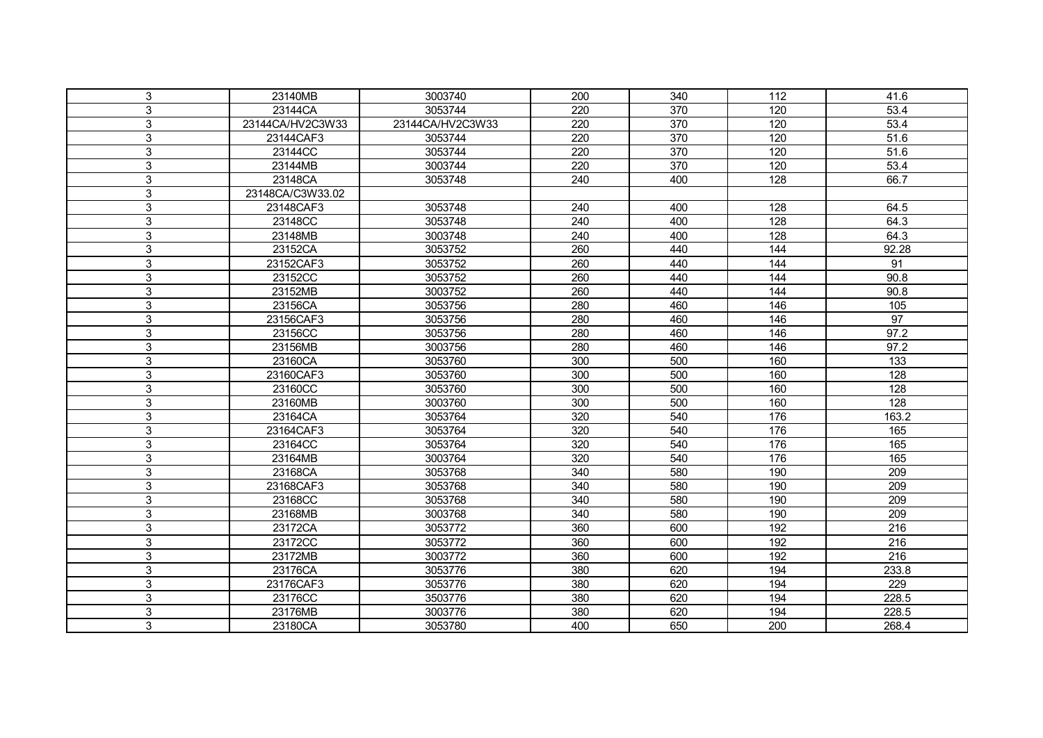| 3 | 23140MB | 3003740 | 200 | 340 | 112 | 41.6 |
|---|---|---|---|---|---|---|
| 3 | 23144CA | 3053744 | 220 | 370 | 120 | 53.4 |
| 3 | 23144CA/HV2C3W33 | 23144CA/HV2C3W33 | 220 | 370 | 120 | 53.4 |
| 3 | 23144CAF3 | 3053744 | 220 | 370 | 120 | 51.6 |
| 3 | 23144CC | 3053744 | 220 | 370 | 120 | 51.6 |
| 3 | 23144MB | 3003744 | 220 | 370 | 120 | 53.4 |
| 3 | 23148CA | 3053748 | 240 | 400 | 128 | 66.7 |
| 3 | 23148CA/C3W33.02 | | | | | |
| 3 | 23148CAF3 | 3053748 | 240 | 400 | 128 | 64.5 |
| 3 | 23148CC | 3053748 | 240 | 400 | 128 | 64.3 |
| 3 | 23148MB | 3003748 | 240 | 400 | 128 | 64.3 |
| 3 | 23152CA | 3053752 | 260 | 440 | 144 | 92.28 |
| 3 | 23152CAF3 | 3053752 | 260 | 440 | 144 | 91 |
| 3 | 23152CC | 3053752 | 260 | 440 | 144 | 90.8 |
| 3 | 23152MB | 3003752 | 260 | 440 | 144 | 90.8 |
| 3 | 23156CA | 3053756 | 280 | 460 | 146 | 105 |
| 3 | 23156CAF3 | 3053756 | 280 | 460 | 146 | 97 |
| 3 | 23156CC | 3053756 | 280 | 460 | 146 | 97.2 |
| 3 | 23156MB | 3003756 | 280 | 460 | 146 | 97.2 |
| 3 | 23160CA | 3053760 | 300 | 500 | 160 | 133 |
| 3 | 23160CAF3 | 3053760 | 300 | 500 | 160 | 128 |
| 3 | 23160CC | 3053760 | 300 | 500 | 160 | 128 |
| 3 | 23160MB | 3003760 | 300 | 500 | 160 | 128 |
| 3 | 23164CA | 3053764 | 320 | 540 | 176 | 163.2 |
| 3 | 23164CAF3 | 3053764 | 320 | 540 | 176 | 165 |
| 3 | 23164CC | 3053764 | 320 | 540 | 176 | 165 |
| 3 | 23164MB | 3003764 | 320 | 540 | 176 | 165 |
| 3 | 23168CA | 3053768 | 340 | 580 | 190 | 209 |
| 3 | 23168CAF3 | 3053768 | 340 | 580 | 190 | 209 |
| 3 | 23168CC | 3053768 | 340 | 580 | 190 | 209 |
| 3 | 23168MB | 3003768 | 340 | 580 | 190 | 209 |
| 3 | 23172CA | 3053772 | 360 | 600 | 192 | 216 |
| 3 | 23172CC | 3053772 | 360 | 600 | 192 | 216 |
| 3 | 23172MB | 3003772 | 360 | 600 | 192 | 216 |
| 3 | 23176CA | 3053776 | 380 | 620 | 194 | 233.8 |
| 3 | 23176CAF3 | 3053776 | 380 | 620 | 194 | 229 |
| 3 | 23176CC | 3503776 | 380 | 620 | 194 | 228.5 |
| 3 | 23176MB | 3003776 | 380 | 620 | 194 | 228.5 |
| 3 | 23180CA | 3053780 | 400 | 650 | 200 | 268.4 |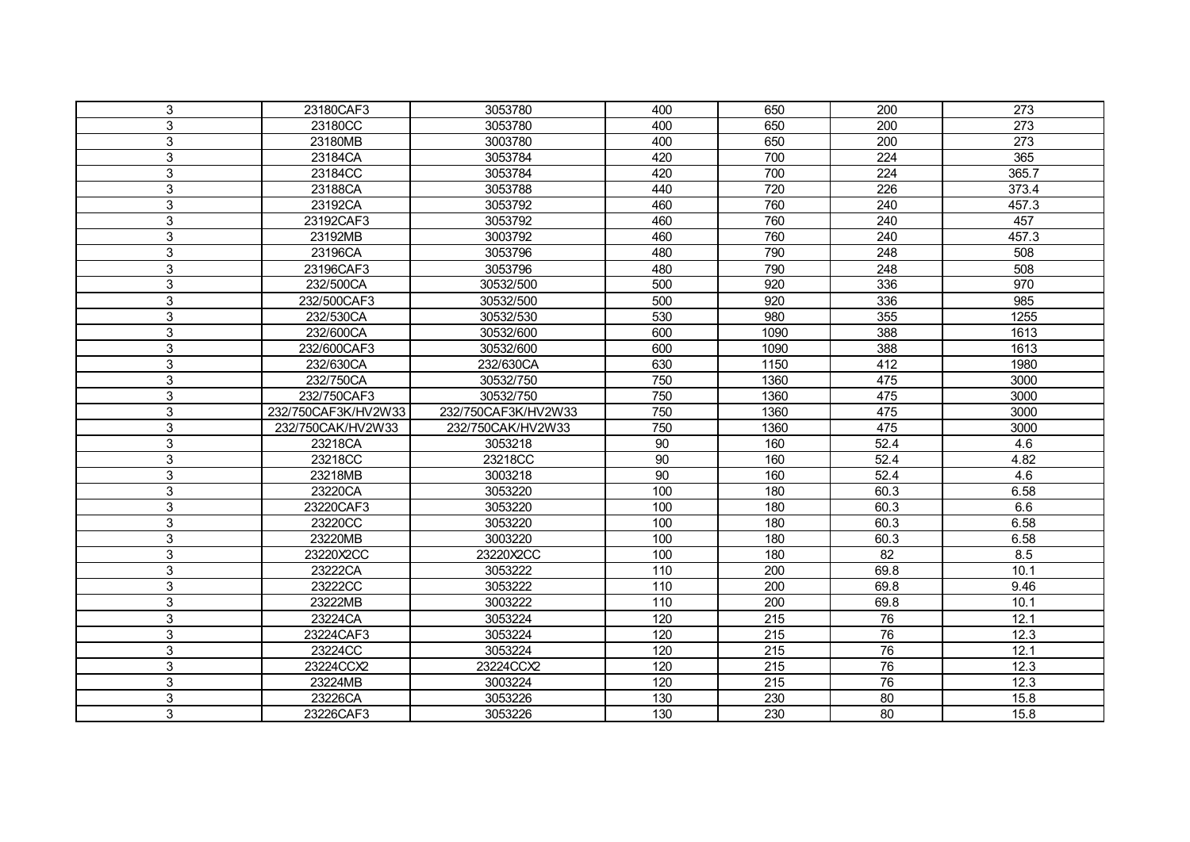| 3 | 23180CAF3 | 3053780 | 400 | 650 | 200 | 273 |
|---|---|---|---|---|---|---|
| 3 | 23180CC | 3053780 | 400 | 650 | 200 | 273 |
| 3 | 23180MB | 3003780 | 400 | 650 | 200 | 273 |
| 3 | 23184CA | 3053784 | 420 | 700 | 224 | 365 |
| 3 | 23184CC | 3053784 | 420 | 700 | 224 | 365.7 |
| 3 | 23188CA | 3053788 | 440 | 720 | 226 | 373.4 |
| 3 | 23192CA | 3053792 | 460 | 760 | 240 | 457.3 |
| 3 | 23192CAF3 | 3053792 | 460 | 760 | 240 | 457 |
| 3 | 23192MB | 3003792 | 460 | 760 | 240 | 457.3 |
| 3 | 23196CA | 3053796 | 480 | 790 | 248 | 508 |
| 3 | 23196CAF3 | 3053796 | 480 | 790 | 248 | 508 |
| 3 | 232/500CA | 30532/500 | 500 | 920 | 336 | 970 |
| 3 | 232/500CAF3 | 30532/500 | 500 | 920 | 336 | 985 |
| 3 | 232/530CA | 30532/530 | 530 | 980 | 355 | 1255 |
| 3 | 232/600CA | 30532/600 | 600 | 1090 | 388 | 1613 |
| 3 | 232/600CAF3 | 30532/600 | 600 | 1090 | 388 | 1613 |
| 3 | 232/630CA | 232/630CA | 630 | 1150 | 412 | 1980 |
| 3 | 232/750CA | 30532/750 | 750 | 1360 | 475 | 3000 |
| 3 | 232/750CAF3 | 30532/750 | 750 | 1360 | 475 | 3000 |
| 3 | 232/750CAF3K/HV2W33 | 232/750CAF3K/HV2W33 | 750 | 1360 | 475 | 3000 |
| 3 | 232/750CAK/HV2W33 | 232/750CAK/HV2W33 | 750 | 1360 | 475 | 3000 |
| 3 | 23218CA | 3053218 | 90 | 160 | 52.4 | 4.6 |
| 3 | 23218CC | 23218CC | 90 | 160 | 52.4 | 4.82 |
| 3 | 23218MB | 3003218 | 90 | 160 | 52.4 | 4.6 |
| 3 | 23220CA | 3053220 | 100 | 180 | 60.3 | 6.58 |
| 3 | 23220CAF3 | 3053220 | 100 | 180 | 60.3 | 6.6 |
| 3 | 23220CC | 3053220 | 100 | 180 | 60.3 | 6.58 |
| 3 | 23220MB | 3003220 | 100 | 180 | 60.3 | 6.58 |
| 3 | 23220X2CC | 23220X2CC | 100 | 180 | 82 | 8.5 |
| 3 | 23222CA | 3053222 | 110 | 200 | 69.8 | 10.1 |
| 3 | 23222CC | 3053222 | 110 | 200 | 69.8 | 9.46 |
| 3 | 23222MB | 3003222 | 110 | 200 | 69.8 | 10.1 |
| 3 | 23224CA | 3053224 | 120 | 215 | 76 | 12.1 |
| 3 | 23224CAF3 | 3053224 | 120 | 215 | 76 | 12.3 |
| 3 | 23224CC | 3053224 | 120 | 215 | 76 | 12.1 |
| 3 | 23224CCX2 | 23224CCX2 | 120 | 215 | 76 | 12.3 |
| 3 | 23224MB | 3003224 | 120 | 215 | 76 | 12.3 |
| 3 | 23226CA | 3053226 | 130 | 230 | 80 | 15.8 |
| 3 | 23226CAF3 | 3053226 | 130 | 230 | 80 | 15.8 |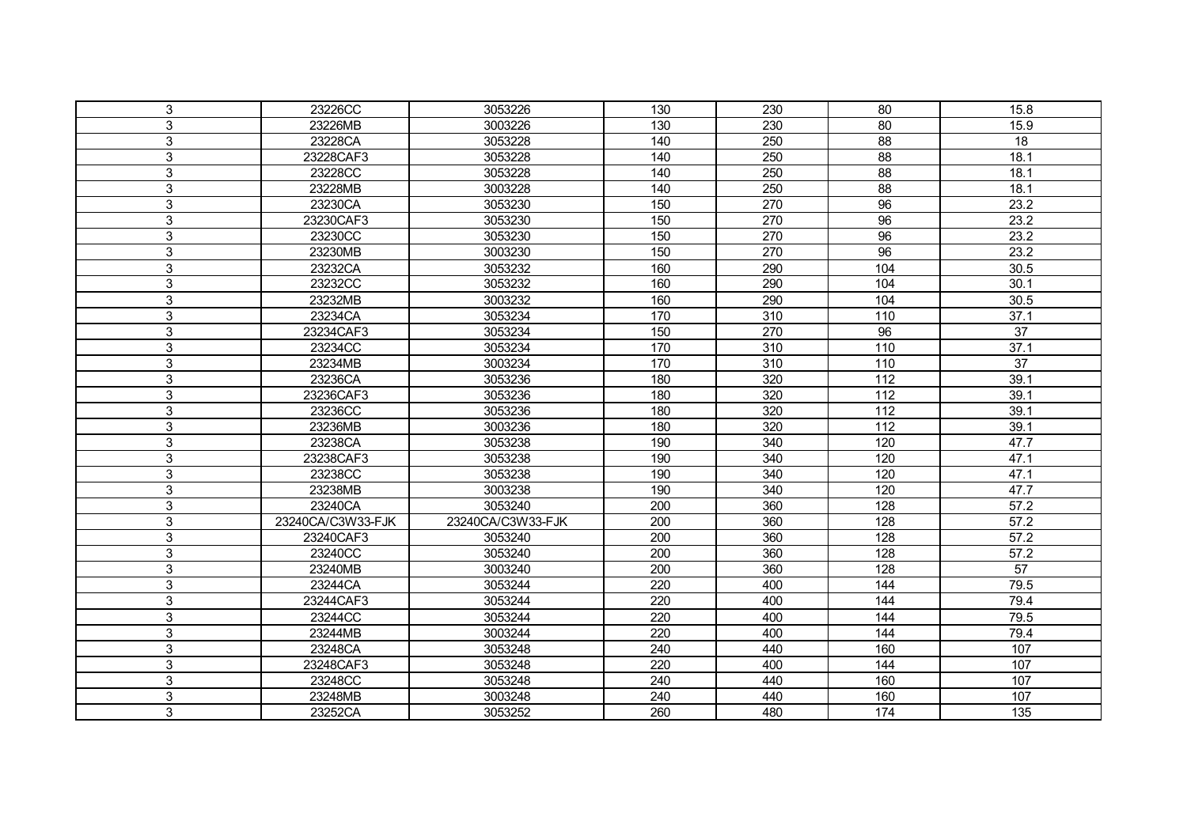| | | | | | | |
|---|---|---|---|---|---|---|
| 3 | 23226CC | 3053226 | 130 | 230 | 80 | 15.8 |
| 3 | 23226MB | 3003226 | 130 | 230 | 80 | 15.9 |
| 3 | 23228CA | 3053228 | 140 | 250 | 88 | 18 |
| 3 | 23228CAF3 | 3053228 | 140 | 250 | 88 | 18.1 |
| 3 | 23228CC | 3053228 | 140 | 250 | 88 | 18.1 |
| 3 | 23228MB | 3003228 | 140 | 250 | 88 | 18.1 |
| 3 | 23230CA | 3053230 | 150 | 270 | 96 | 23.2 |
| 3 | 23230CAF3 | 3053230 | 150 | 270 | 96 | 23.2 |
| 3 | 23230CC | 3053230 | 150 | 270 | 96 | 23.2 |
| 3 | 23230MB | 3003230 | 150 | 270 | 96 | 23.2 |
| 3 | 23232CA | 3053232 | 160 | 290 | 104 | 30.5 |
| 3 | 23232CC | 3053232 | 160 | 290 | 104 | 30.1 |
| 3 | 23232MB | 3003232 | 160 | 290 | 104 | 30.5 |
| 3 | 23234CA | 3053234 | 170 | 310 | 110 | 37.1 |
| 3 | 23234CAF3 | 3053234 | 150 | 270 | 96 | 37 |
| 3 | 23234CC | 3053234 | 170 | 310 | 110 | 37.1 |
| 3 | 23234MB | 3003234 | 170 | 310 | 110 | 37 |
| 3 | 23236CA | 3053236 | 180 | 320 | 112 | 39.1 |
| 3 | 23236CAF3 | 3053236 | 180 | 320 | 112 | 39.1 |
| 3 | 23236CC | 3053236 | 180 | 320 | 112 | 39.1 |
| 3 | 23236MB | 3003236 | 180 | 320 | 112 | 39.1 |
| 3 | 23238CA | 3053238 | 190 | 340 | 120 | 47.7 |
| 3 | 23238CAF3 | 3053238 | 190 | 340 | 120 | 47.1 |
| 3 | 23238CC | 3053238 | 190 | 340 | 120 | 47.1 |
| 3 | 23238MB | 3003238 | 190 | 340 | 120 | 47.7 |
| 3 | 23240CA | 3053240 | 200 | 360 | 128 | 57.2 |
| 3 | 23240CA/C3W33-FJK | 23240CA/C3W33-FJK | 200 | 360 | 128 | 57.2 |
| 3 | 23240CAF3 | 3053240 | 200 | 360 | 128 | 57.2 |
| 3 | 23240CC | 3053240 | 200 | 360 | 128 | 57.2 |
| 3 | 23240MB | 3003240 | 200 | 360 | 128 | 57 |
| 3 | 23244CA | 3053244 | 220 | 400 | 144 | 79.5 |
| 3 | 23244CAF3 | 3053244 | 220 | 400 | 144 | 79.4 |
| 3 | 23244CC | 3053244 | 220 | 400 | 144 | 79.5 |
| 3 | 23244MB | 3003244 | 220 | 400 | 144 | 79.4 |
| 3 | 23248CA | 3053248 | 240 | 440 | 160 | 107 |
| 3 | 23248CAF3 | 3053248 | 220 | 400 | 144 | 107 |
| 3 | 23248CC | 3053248 | 240 | 440 | 160 | 107 |
| 3 | 23248MB | 3003248 | 240 | 440 | 160 | 107 |
| 3 | 23252CA | 3053252 | 260 | 480 | 174 | 135 |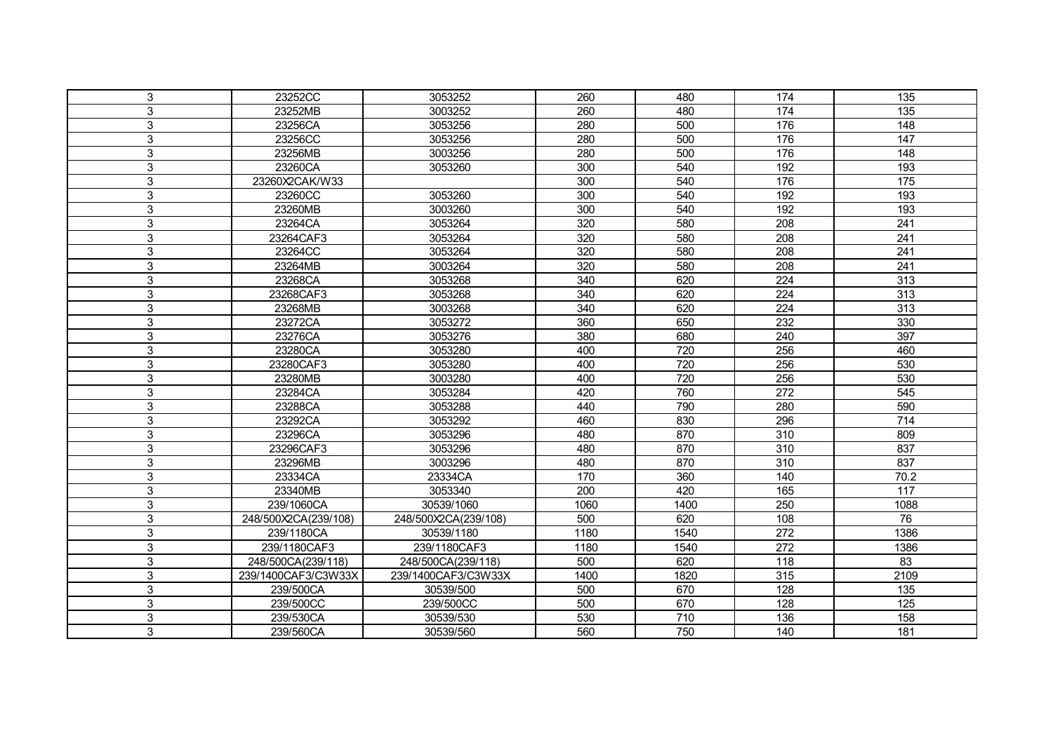| | | | | | | |
|---|---|---|---|---|---|---|
| 3 | 23252CC | 3053252 | 260 | 480 | 174 | 135 |
| 3 | 23252MB | 3003252 | 260 | 480 | 174 | 135 |
| 3 | 23256CA | 3053256 | 280 | 500 | 176 | 148 |
| 3 | 23256CC | 3053256 | 280 | 500 | 176 | 147 |
| 3 | 23256MB | 3003256 | 280 | 500 | 176 | 148 |
| 3 | 23260CA | 3053260 | 300 | 540 | 192 | 193 |
| 3 | 23260X2CAK/W33 | | 300 | 540 | 176 | 175 |
| 3 | 23260CC | 3053260 | 300 | 540 | 192 | 193 |
| 3 | 23260MB | 3003260 | 300 | 540 | 192 | 193 |
| 3 | 23264CA | 3053264 | 320 | 580 | 208 | 241 |
| 3 | 23264CAF3 | 3053264 | 320 | 580 | 208 | 241 |
| 3 | 23264CC | 3053264 | 320 | 580 | 208 | 241 |
| 3 | 23264MB | 3003264 | 320 | 580 | 208 | 241 |
| 3 | 23268CA | 3053268 | 340 | 620 | 224 | 313 |
| 3 | 23268CAF3 | 3053268 | 340 | 620 | 224 | 313 |
| 3 | 23268MB | 3003268 | 340 | 620 | 224 | 313 |
| 3 | 23272CA | 3053272 | 360 | 650 | 232 | 330 |
| 3 | 23276CA | 3053276 | 380 | 680 | 240 | 397 |
| 3 | 23280CA | 3053280 | 400 | 720 | 256 | 460 |
| 3 | 23280CAF3 | 3053280 | 400 | 720 | 256 | 530 |
| 3 | 23280MB | 3003280 | 400 | 720 | 256 | 530 |
| 3 | 23284CA | 3053284 | 420 | 760 | 272 | 545 |
| 3 | 23288CA | 3053288 | 440 | 790 | 280 | 590 |
| 3 | 23292CA | 3053292 | 460 | 830 | 296 | 714 |
| 3 | 23296CA | 3053296 | 480 | 870 | 310 | 809 |
| 3 | 23296CAF3 | 3053296 | 480 | 870 | 310 | 837 |
| 3 | 23296MB | 3003296 | 480 | 870 | 310 | 837 |
| 3 | 23334CA | 23334CA | 170 | 360 | 140 | 70.2 |
| 3 | 23340MB | 3053340 | 200 | 420 | 165 | 117 |
| 3 | 239/1060CA | 30539/1060 | 1060 | 1400 | 250 | 1088 |
| 3 | 248/500X2CA(239/108) | 248/500X2CA(239/108) | 500 | 620 | 108 | 76 |
| 3 | 239/1180CA | 30539/1180 | 1180 | 1540 | 272 | 1386 |
| 3 | 239/1180CAF3 | 239/1180CAF3 | 1180 | 1540 | 272 | 1386 |
| 3 | 248/500CA(239/118) | 248/500CA(239/118) | 500 | 620 | 118 | 83 |
| 3 | 239/1400CAF3/C3W33X | 239/1400CAF3/C3W33X | 1400 | 1820 | 315 | 2109 |
| 3 | 239/500CA | 30539/500 | 500 | 670 | 128 | 135 |
| 3 | 239/500CC | 239/500CC | 500 | 670 | 128 | 125 |
| 3 | 239/530CA | 30539/530 | 530 | 710 | 136 | 158 |
| 3 | 239/560CA | 30539/560 | 560 | 750 | 140 | 181 |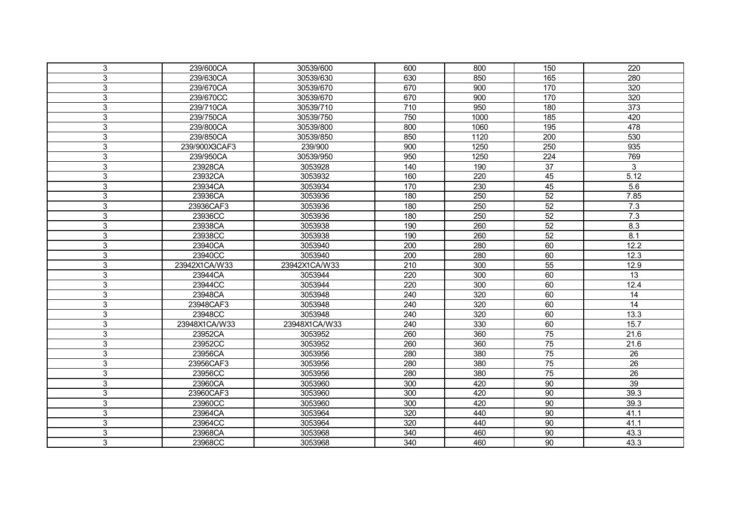| 3 | 239/600CA | 30539/600 | 600 | 800 | 150 | 220 |
|---|---|---|---|---|---|---|
| 3 | 239/630CA | 30539/630 | 630 | 850 | 165 | 280 |
| 3 | 239/670CA | 30539/670 | 670 | 900 | 170 | 320 |
| 3 | 239/670CC | 30539/670 | 670 | 900 | 170 | 320 |
| 3 | 239/710CA | 30539/710 | 710 | 950 | 180 | 373 |
| 3 | 239/750CA | 30539/750 | 750 | 1000 | 185 | 420 |
| 3 | 239/800CA | 30539/800 | 800 | 1060 | 195 | 478 |
| 3 | 239/850CA | 30539/850 | 850 | 1120 | 200 | 530 |
| 3 | 239/900X3CAF3 | 239/900 | 900 | 1250 | 250 | 935 |
| 3 | 239/950CA | 30539/950 | 950 | 1250 | 224 | 769 |
| 3 | 23928CA | 3053928 | 140 | 190 | 37 | 3 |
| 3 | 23932CA | 3053932 | 160 | 220 | 45 | 5.12 |
| 3 | 23934CA | 3053934 | 170 | 230 | 45 | 5.6 |
| 3 | 23936CA | 3053936 | 180 | 250 | 52 | 7.85 |
| 3 | 23936CAF3 | 3053936 | 180 | 250 | 52 | 7.3 |
| 3 | 23936CC | 3053936 | 180 | 250 | 52 | 7.3 |
| 3 | 23938CA | 3053938 | 190 | 260 | 52 | 8.3 |
| 3 | 23938CC | 3053938 | 190 | 260 | 52 | 8.1 |
| 3 | 23940CA | 3053940 | 200 | 280 | 60 | 12.2 |
| 3 | 23940CC | 3053940 | 200 | 280 | 60 | 12.3 |
| 3 | 23942X1CA/W33 | 23942X1CA/W33 | 210 | 300 | 55 | 12.9 |
| 3 | 23944CA | 3053944 | 220 | 300 | 60 | 13 |
| 3 | 23944CC | 3053944 | 220 | 300 | 60 | 12.4 |
| 3 | 23948CA | 3053948 | 240 | 320 | 60 | 14 |
| 3 | 23948CAF3 | 3053948 | 240 | 320 | 60 | 14 |
| 3 | 23948CC | 3053948 | 240 | 320 | 60 | 13.3 |
| 3 | 23948X1CA/W33 | 23948X1CA/W33 | 240 | 330 | 60 | 15.7 |
| 3 | 23952CA | 3053952 | 260 | 360 | 75 | 21.6 |
| 3 | 23952CC | 3053952 | 260 | 360 | 75 | 21.6 |
| 3 | 23956CA | 3053956 | 280 | 380 | 75 | 26 |
| 3 | 23956CAF3 | 3053956 | 280 | 380 | 75 | 26 |
| 3 | 23956CC | 3053956 | 280 | 380 | 75 | 26 |
| 3 | 23960CA | 3053960 | 300 | 420 | 90 | 39 |
| 3 | 23960CAF3 | 3053960 | 300 | 420 | 90 | 39.3 |
| 3 | 23960CC | 3053960 | 300 | 420 | 90 | 39.3 |
| 3 | 23964CA | 3053964 | 320 | 440 | 90 | 41.1 |
| 3 | 23964CC | 3053964 | 320 | 440 | 90 | 41.1 |
| 3 | 23968CA | 3053968 | 340 | 460 | 90 | 43.3 |
| 3 | 23968CC | 3053968 | 340 | 460 | 90 | 43.3 |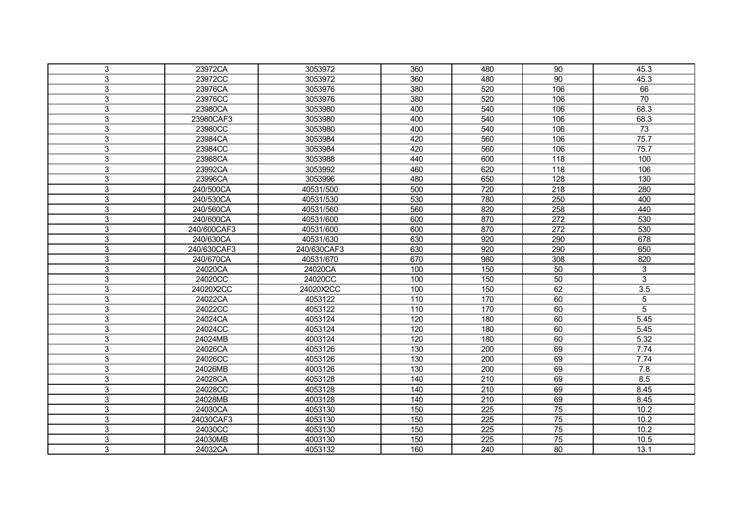| 3 | 23972CA | 3053972 | 360 | 480 | 90 | 45.3 |
|---|---|---|---|---|---|---|
| 3 | 23972CC | 3053972 | 360 | 480 | 90 | 45.3 |
| 3 | 23976CA | 3053976 | 380 | 520 | 106 | 66 |
| 3 | 23976CC | 3053976 | 380 | 520 | 106 | 70 |
| 3 | 23980CA | 3053980 | 400 | 540 | 106 | 68.3 |
| 3 | 23980CAF3 | 3053980 | 400 | 540 | 106 | 68.3 |
| 3 | 23980CC | 3053980 | 400 | 540 | 106 | 73 |
| 3 | 23984CA | 3053984 | 420 | 560 | 106 | 75.7 |
| 3 | 23984CC | 3053984 | 420 | 560 | 106 | 75.7 |
| 3 | 23988CA | 3053988 | 440 | 600 | 118 | 100 |
| 3 | 23992CA | 3053992 | 460 | 620 | 118 | 106 |
| 3 | 23996CA | 3053996 | 480 | 650 | 128 | 130 |
| 3 | 240/500CA | 40531/500 | 500 | 720 | 218 | 280 |
| 3 | 240/530CA | 40531/530 | 530 | 780 | 250 | 400 |
| 3 | 240/560CA | 40531/560 | 560 | 820 | 258 | 440 |
| 3 | 240/600CA | 40531/600 | 600 | 870 | 272 | 530 |
| 3 | 240/600CAF3 | 40531/600 | 600 | 870 | 272 | 530 |
| 3 | 240/630CA | 40531/630 | 630 | 920 | 290 | 678 |
| 3 | 240/630CAF3 | 240/630CAF3 | 630 | 920 | 290 | 650 |
| 3 | 240/670CA | 40531/670 | 670 | 980 | 308 | 820 |
| 3 | 24020CA | 24020CA | 100 | 150 | 50 | 3 |
| 3 | 24020CC | 24020CC | 100 | 150 | 50 | 3 |
| 3 | 24020X2CC | 24020X2CC | 100 | 150 | 62 | 3.5 |
| 3 | 24022CA | 4053122 | 110 | 170 | 60 | 5 |
| 3 | 24022CC | 4053122 | 110 | 170 | 60 | 5 |
| 3 | 24024CA | 4053124 | 120 | 180 | 60 | 5.45 |
| 3 | 24024CC | 4053124 | 120 | 180 | 60 | 5.45 |
| 3 | 24024MB | 4003124 | 120 | 180 | 60 | 5.32 |
| 3 | 24026CA | 4053126 | 130 | 200 | 69 | 7.74 |
| 3 | 24026CC | 4053126 | 130 | 200 | 69 | 7.74 |
| 3 | 24026MB | 4003126 | 130 | 200 | 69 | 7.8 |
| 3 | 24028CA | 4053128 | 140 | 210 | 69 | 8.5 |
| 3 | 24028CC | 4053128 | 140 | 210 | 69 | 8.45 |
| 3 | 24028MB | 4003128 | 140 | 210 | 69 | 8.45 |
| 3 | 24030CA | 4053130 | 150 | 225 | 75 | 10.2 |
| 3 | 24030CAF3 | 4053130 | 150 | 225 | 75 | 10.2 |
| 3 | 24030CC | 4053130 | 150 | 225 | 75 | 10.2 |
| 3 | 24030MB | 4003130 | 150 | 225 | 75 | 10.5 |
| 3 | 24032CA | 4053132 | 160 | 240 | 80 | 13.1 |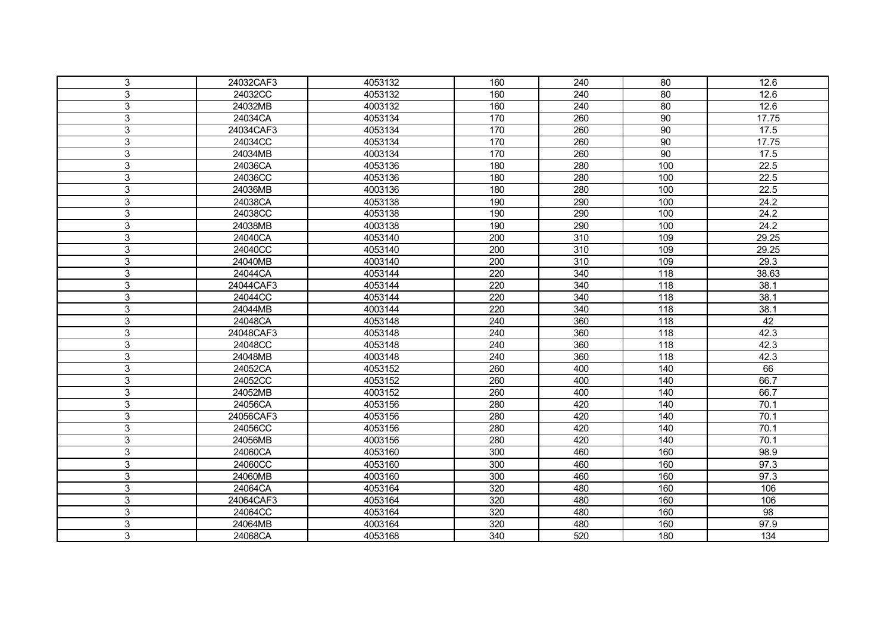| | | | | | | |
|---|---|---|---|---|---|---|
| 3 | 24032CAF3 | 4053132 | 160 | 240 | 80 | 12.6 |
| 3 | 24032CC | 4053132 | 160 | 240 | 80 | 12.6 |
| 3 | 24032MB | 4003132 | 160 | 240 | 80 | 12.6 |
| 3 | 24034CA | 4053134 | 170 | 260 | 90 | 17.75 |
| 3 | 24034CAF3 | 4053134 | 170 | 260 | 90 | 17.5 |
| 3 | 24034CC | 4053134 | 170 | 260 | 90 | 17.75 |
| 3 | 24034MB | 4003134 | 170 | 260 | 90 | 17.5 |
| 3 | 24036CA | 4053136 | 180 | 280 | 100 | 22.5 |
| 3 | 24036CC | 4053136 | 180 | 280 | 100 | 22.5 |
| 3 | 24036MB | 4003136 | 180 | 280 | 100 | 22.5 |
| 3 | 24038CA | 4053138 | 190 | 290 | 100 | 24.2 |
| 3 | 24038CC | 4053138 | 190 | 290 | 100 | 24.2 |
| 3 | 24038MB | 4003138 | 190 | 290 | 100 | 24.2 |
| 3 | 24040CA | 4053140 | 200 | 310 | 109 | 29.25 |
| 3 | 24040CC | 4053140 | 200 | 310 | 109 | 29.25 |
| 3 | 24040MB | 4003140 | 200 | 310 | 109 | 29.3 |
| 3 | 24044CA | 4053144 | 220 | 340 | 118 | 38.63 |
| 3 | 24044CAF3 | 4053144 | 220 | 340 | 118 | 38.1 |
| 3 | 24044CC | 4053144 | 220 | 340 | 118 | 38.1 |
| 3 | 24044MB | 4003144 | 220 | 340 | 118 | 38.1 |
| 3 | 24048CA | 4053148 | 240 | 360 | 118 | 42 |
| 3 | 24048CAF3 | 4053148 | 240 | 360 | 118 | 42.3 |
| 3 | 24048CC | 4053148 | 240 | 360 | 118 | 42.3 |
| 3 | 24048MB | 4003148 | 240 | 360 | 118 | 42.3 |
| 3 | 24052CA | 4053152 | 260 | 400 | 140 | 66 |
| 3 | 24052CC | 4053152 | 260 | 400 | 140 | 66.7 |
| 3 | 24052MB | 4003152 | 260 | 400 | 140 | 66.7 |
| 3 | 24056CA | 4053156 | 280 | 420 | 140 | 70.1 |
| 3 | 24056CAF3 | 4053156 | 280 | 420 | 140 | 70.1 |
| 3 | 24056CC | 4053156 | 280 | 420 | 140 | 70.1 |
| 3 | 24056MB | 4003156 | 280 | 420 | 140 | 70.1 |
| 3 | 24060CA | 4053160 | 300 | 460 | 160 | 98.9 |
| 3 | 24060CC | 4053160 | 300 | 460 | 160 | 97.3 |
| 3 | 24060MB | 4003160 | 300 | 460 | 160 | 97.3 |
| 3 | 24064CA | 4053164 | 320 | 480 | 160 | 106 |
| 3 | 24064CAF3 | 4053164 | 320 | 480 | 160 | 106 |
| 3 | 24064CC | 4053164 | 320 | 480 | 160 | 98 |
| 3 | 24064MB | 4003164 | 320 | 480 | 160 | 97.9 |
| 3 | 24068CA | 4053168 | 340 | 520 | 180 | 134 |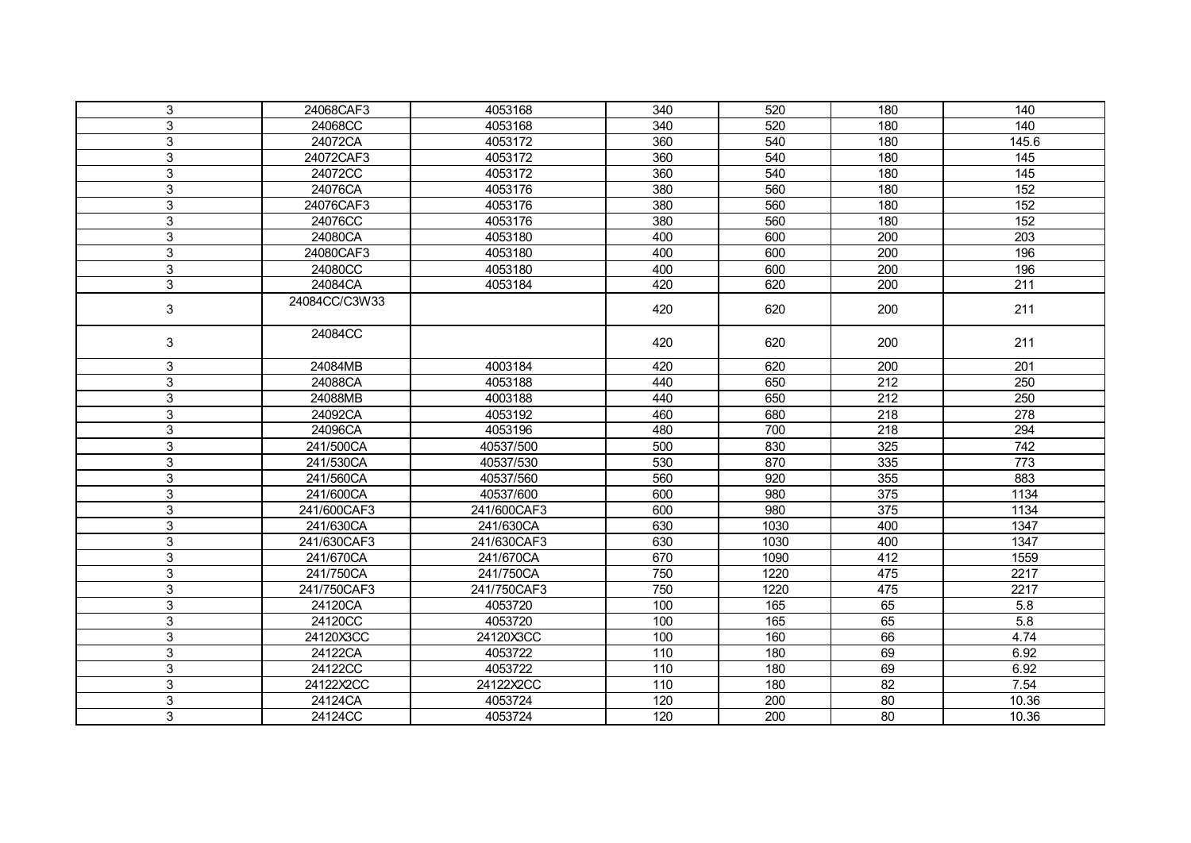| | | | | | | |
|---|---|---|---|---|---|---|
| 3 | 24068CAF3 | 4053168 | 340 | 520 | 180 | 140 |
| 3 | 24068CC | 4053168 | 340 | 520 | 180 | 140 |
| 3 | 24072CA | 4053172 | 360 | 540 | 180 | 145.6 |
| 3 | 24072CAF3 | 4053172 | 360 | 540 | 180 | 145 |
| 3 | 24072CC | 4053172 | 360 | 540 | 180 | 145 |
| 3 | 24076CA | 4053176 | 380 | 560 | 180 | 152 |
| 3 | 24076CAF3 | 4053176 | 380 | 560 | 180 | 152 |
| 3 | 24076CC | 4053176 | 380 | 560 | 180 | 152 |
| 3 | 24080CA | 4053180 | 400 | 600 | 200 | 203 |
| 3 | 24080CAF3 | 4053180 | 400 | 600 | 200 | 196 |
| 3 | 24080CC | 4053180 | 400 | 600 | 200 | 196 |
| 3 | 24084CA | 4053184 | 420 | 620 | 200 | 211 |
| 3 | 24084CC/C3W33 | | 420 | 620 | 200 | 211 |
| 3 | 24084CC | | 420 | 620 | 200 | 211 |
| 3 | 24084MB | 4003184 | 420 | 620 | 200 | 201 |
| 3 | 24088CA | 4053188 | 440 | 650 | 212 | 250 |
| 3 | 24088MB | 4003188 | 440 | 650 | 212 | 250 |
| 3 | 24092CA | 4053192 | 460 | 680 | 218 | 278 |
| 3 | 24096CA | 4053196 | 480 | 700 | 218 | 294 |
| 3 | 241/500CA | 40537/500 | 500 | 830 | 325 | 742 |
| 3 | 241/530CA | 40537/530 | 530 | 870 | 335 | 773 |
| 3 | 241/560CA | 40537/560 | 560 | 920 | 355 | 883 |
| 3 | 241/600CA | 40537/600 | 600 | 980 | 375 | 1134 |
| 3 | 241/600CAF3 | 241/600CAF3 | 600 | 980 | 375 | 1134 |
| 3 | 241/630CA | 241/630CA | 630 | 1030 | 400 | 1347 |
| 3 | 241/630CAF3 | 241/630CAF3 | 630 | 1030 | 400 | 1347 |
| 3 | 241/670CA | 241/670CA | 670 | 1090 | 412 | 1559 |
| 3 | 241/750CA | 241/750CA | 750 | 1220 | 475 | 2217 |
| 3 | 241/750CAF3 | 241/750CAF3 | 750 | 1220 | 475 | 2217 |
| 3 | 24120CA | 4053720 | 100 | 165 | 65 | 5.8 |
| 3 | 24120CC | 4053720 | 100 | 165 | 65 | 5.8 |
| 3 | 24120X3CC | 24120X3CC | 100 | 160 | 66 | 4.74 |
| 3 | 24122CA | 4053722 | 110 | 180 | 69 | 6.92 |
| 3 | 24122CC | 4053722 | 110 | 180 | 69 | 6.92 |
| 3 | 24122X2CC | 24122X2CC | 110 | 180 | 82 | 7.54 |
| 3 | 24124CA | 4053724 | 120 | 200 | 80 | 10.36 |
| 3 | 24124CC | 4053724 | 120 | 200 | 80 | 10.36 |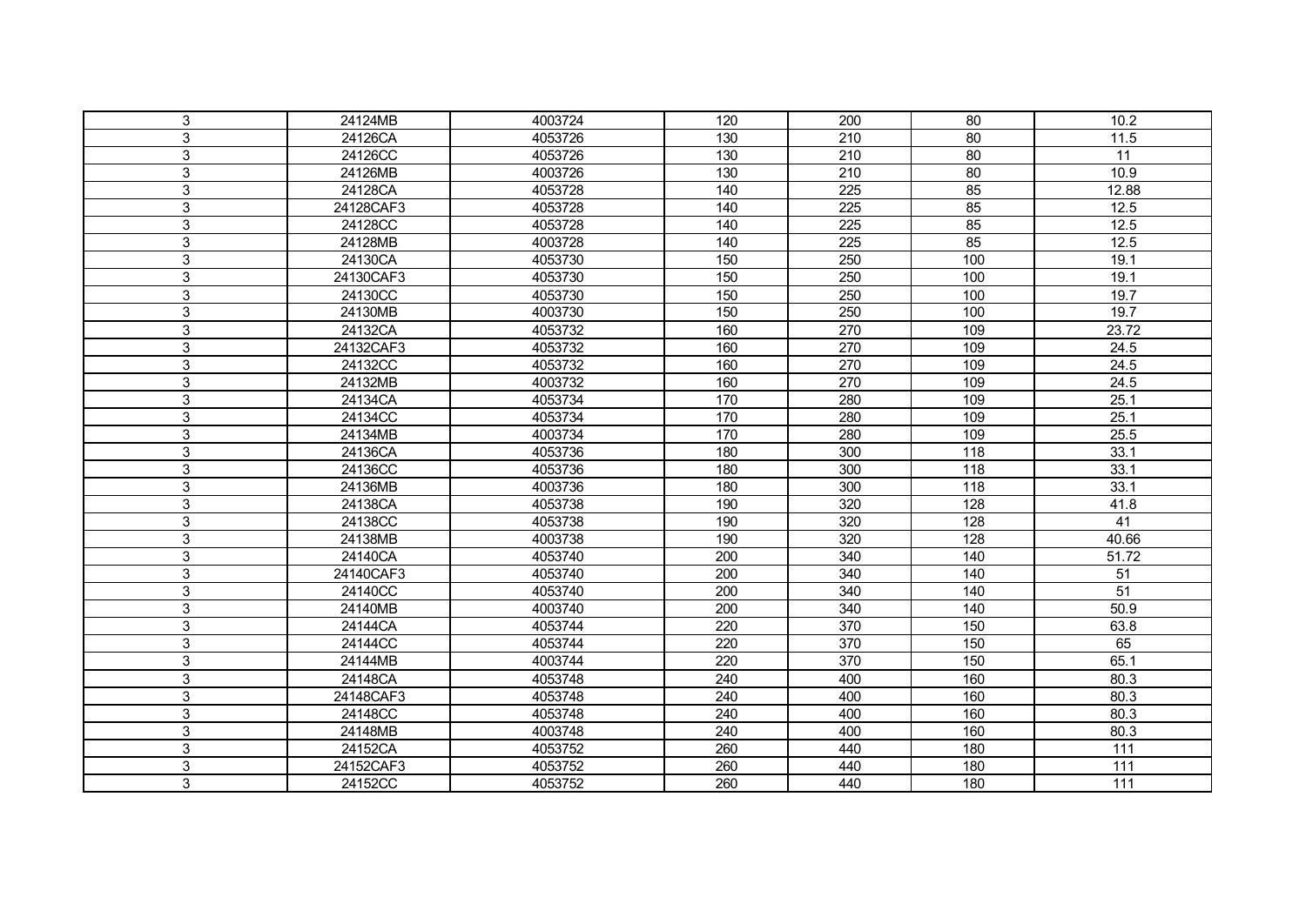| 3 | 24124MB | 4003724 | 120 | 200 | 80 | 10.2 |
|---|---|---|---|---|---|---|
| 3 | 24126CA | 4053726 | 130 | 210 | 80 | 11.5 |
| 3 | 24126CC | 4053726 | 130 | 210 | 80 | 11 |
| 3 | 24126MB | 4003726 | 130 | 210 | 80 | 10.9 |
| 3 | 24128CA | 4053728 | 140 | 225 | 85 | 12.88 |
| 3 | 24128CAF3 | 4053728 | 140 | 225 | 85 | 12.5 |
| 3 | 24128CC | 4053728 | 140 | 225 | 85 | 12.5 |
| 3 | 24128MB | 4003728 | 140 | 225 | 85 | 12.5 |
| 3 | 24130CA | 4053730 | 150 | 250 | 100 | 19.1 |
| 3 | 24130CAF3 | 4053730 | 150 | 250 | 100 | 19.1 |
| 3 | 24130CC | 4053730 | 150 | 250 | 100 | 19.7 |
| 3 | 24130MB | 4003730 | 150 | 250 | 100 | 19.7 |
| 3 | 24132CA | 4053732 | 160 | 270 | 109 | 23.72 |
| 3 | 24132CAF3 | 4053732 | 160 | 270 | 109 | 24.5 |
| 3 | 24132CC | 4053732 | 160 | 270 | 109 | 24.5 |
| 3 | 24132MB | 4003732 | 160 | 270 | 109 | 24.5 |
| 3 | 24134CA | 4053734 | 170 | 280 | 109 | 25.1 |
| 3 | 24134CC | 4053734 | 170 | 280 | 109 | 25.1 |
| 3 | 24134MB | 4003734 | 170 | 280 | 109 | 25.5 |
| 3 | 24136CA | 4053736 | 180 | 300 | 118 | 33.1 |
| 3 | 24136CC | 4053736 | 180 | 300 | 118 | 33.1 |
| 3 | 24136MB | 4003736 | 180 | 300 | 118 | 33.1 |
| 3 | 24138CA | 4053738 | 190 | 320 | 128 | 41.8 |
| 3 | 24138CC | 4053738 | 190 | 320 | 128 | 41 |
| 3 | 24138MB | 4003738 | 190 | 320 | 128 | 40.66 |
| 3 | 24140CA | 4053740 | 200 | 340 | 140 | 51.72 |
| 3 | 24140CAF3 | 4053740 | 200 | 340 | 140 | 51 |
| 3 | 24140CC | 4053740 | 200 | 340 | 140 | 51 |
| 3 | 24140MB | 4003740 | 200 | 340 | 140 | 50.9 |
| 3 | 24144CA | 4053744 | 220 | 370 | 150 | 63.8 |
| 3 | 24144CC | 4053744 | 220 | 370 | 150 | 65 |
| 3 | 24144MB | 4003744 | 220 | 370 | 150 | 65.1 |
| 3 | 24148CA | 4053748 | 240 | 400 | 160 | 80.3 |
| 3 | 24148CAF3 | 4053748 | 240 | 400 | 160 | 80.3 |
| 3 | 24148CC | 4053748 | 240 | 400 | 160 | 80.3 |
| 3 | 24148MB | 4003748 | 240 | 400 | 160 | 80.3 |
| 3 | 24152CA | 4053752 | 260 | 440 | 180 | 111 |
| 3 | 24152CAF3 | 4053752 | 260 | 440 | 180 | 111 |
| 3 | 24152CC | 4053752 | 260 | 440 | 180 | 111 |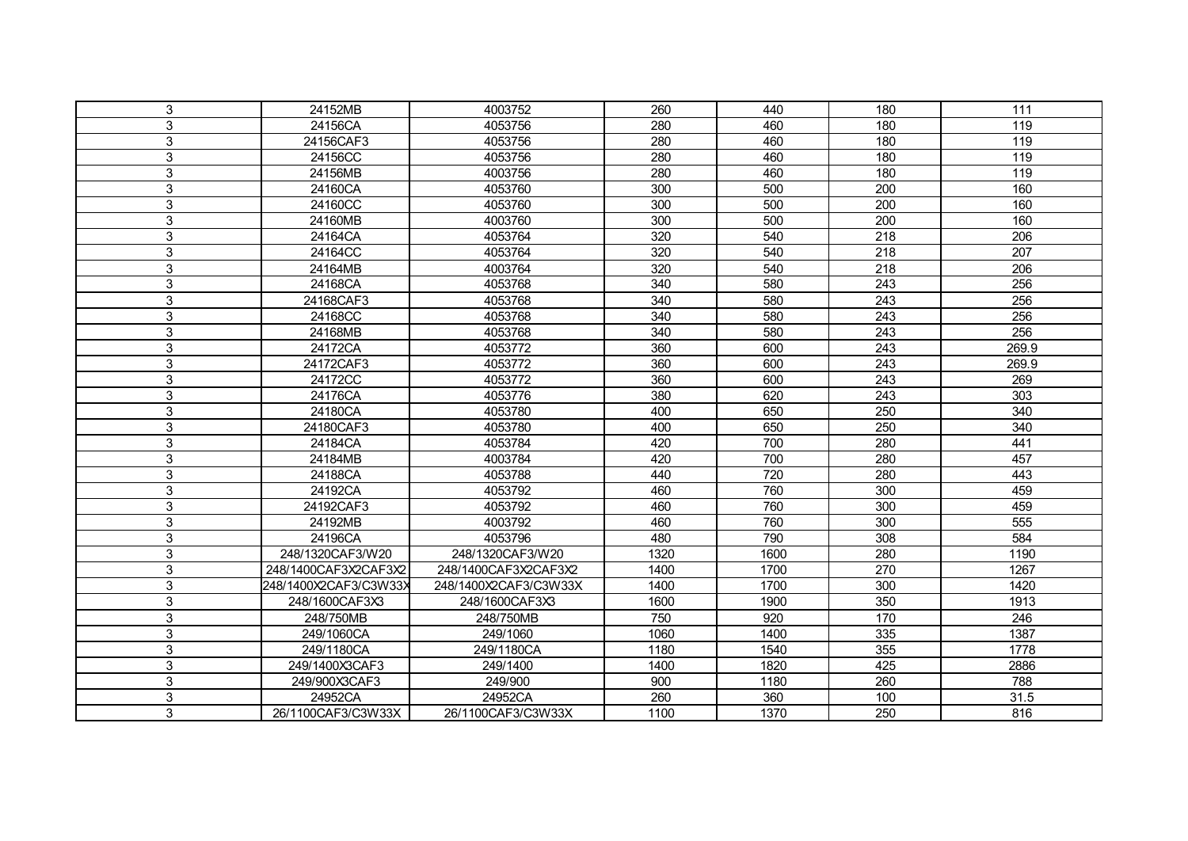| | | | | | | |
|---|---|---|---|---|---|---|
| 3 | 24152MB | 4003752 | 260 | 440 | 180 | 111 |
| 3 | 24156CA | 4053756 | 280 | 460 | 180 | 119 |
| 3 | 24156CAF3 | 4053756 | 280 | 460 | 180 | 119 |
| 3 | 24156CC | 4053756 | 280 | 460 | 180 | 119 |
| 3 | 24156MB | 4003756 | 280 | 460 | 180 | 119 |
| 3 | 24160CA | 4053760 | 300 | 500 | 200 | 160 |
| 3 | 24160CC | 4053760 | 300 | 500 | 200 | 160 |
| 3 | 24160MB | 4003760 | 300 | 500 | 200 | 160 |
| 3 | 24164CA | 4053764 | 320 | 540 | 218 | 206 |
| 3 | 24164CC | 4053764 | 320 | 540 | 218 | 207 |
| 3 | 24164MB | 4003764 | 320 | 540 | 218 | 206 |
| 3 | 24168CA | 4053768 | 340 | 580 | 243 | 256 |
| 3 | 24168CAF3 | 4053768 | 340 | 580 | 243 | 256 |
| 3 | 24168CC | 4053768 | 340 | 580 | 243 | 256 |
| 3 | 24168MB | 4053768 | 340 | 580 | 243 | 256 |
| 3 | 24172CA | 4053772 | 360 | 600 | 243 | 269.9 |
| 3 | 24172CAF3 | 4053772 | 360 | 600 | 243 | 269.9 |
| 3 | 24172CC | 4053772 | 360 | 600 | 243 | 269 |
| 3 | 24176CA | 4053776 | 380 | 620 | 243 | 303 |
| 3 | 24180CA | 4053780 | 400 | 650 | 250 | 340 |
| 3 | 24180CAF3 | 4053780 | 400 | 650 | 250 | 340 |
| 3 | 24184CA | 4053784 | 420 | 700 | 280 | 441 |
| 3 | 24184MB | 4003784 | 420 | 700 | 280 | 457 |
| 3 | 24188CA | 4053788 | 440 | 720 | 280 | 443 |
| 3 | 24192CA | 4053792 | 460 | 760 | 300 | 459 |
| 3 | 24192CAF3 | 4053792 | 460 | 760 | 300 | 459 |
| 3 | 24192MB | 4003792 | 460 | 760 | 300 | 555 |
| 3 | 24196CA | 4053796 | 480 | 790 | 308 | 584 |
| 3 | 248/1320CAF3/W20 | 248/1320CAF3/W20 | 1320 | 1600 | 280 | 1190 |
| 3 | 248/1400CAF3X2CAF3X2 | 248/1400CAF3X2CAF3X2 | 1400 | 1700 | 270 | 1267 |
| 3 | 248/1400X2CAF3/C3W33X | 248/1400X2CAF3/C3W33X | 1400 | 1700 | 300 | 1420 |
| 3 | 248/1600CAF3X3 | 248/1600CAF3X3 | 1600 | 1900 | 350 | 1913 |
| 3 | 248/750MB | 248/750MB | 750 | 920 | 170 | 246 |
| 3 | 249/1060CA | 249/1060 | 1060 | 1400 | 335 | 1387 |
| 3 | 249/1180CA | 249/1180CA | 1180 | 1540 | 355 | 1778 |
| 3 | 249/1400X3CAF3 | 249/1400 | 1400 | 1820 | 425 | 2886 |
| 3 | 249/900X3CAF3 | 249/900 | 900 | 1180 | 260 | 788 |
| 3 | 24952CA | 24952CA | 260 | 360 | 100 | 31.5 |
| 3 | 26/1100CAF3/C3W33X | 26/1100CAF3/C3W33X | 1100 | 1370 | 250 | 816 |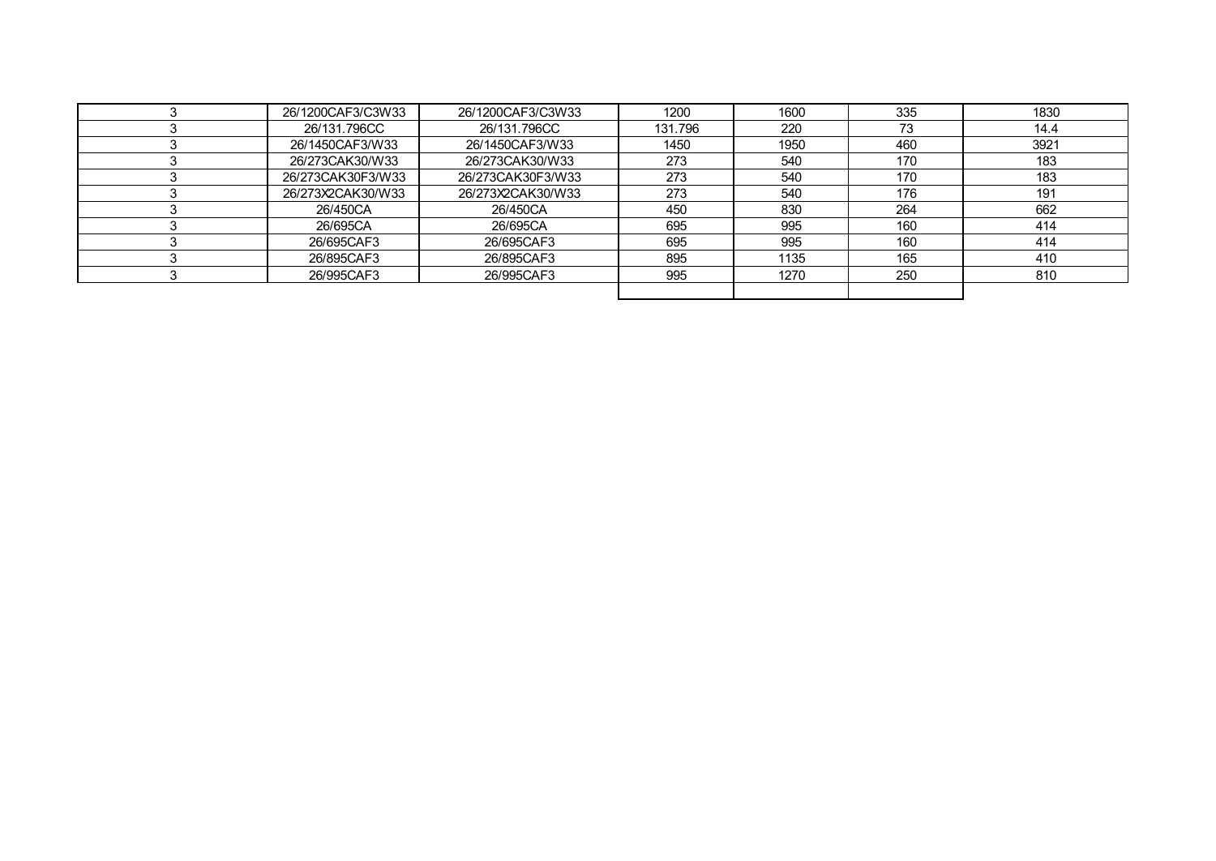| | | | | | | |
|---|---|---|---|---|---|---|
| 3 | 26/1200CAF3/C3W33 | 26/1200CAF3/C3W33 | 1200 | 1600 | 335 | 1830 |
| 3 | 26/131.796CC | 26/131.796CC | 131.796 | 220 | 73 | 14.4 |
| 3 | 26/1450CAF3/W33 | 26/1450CAF3/W33 | 1450 | 1950 | 460 | 3921 |
| 3 | 26/273CAK30/W33 | 26/273CAK30/W33 | 273 | 540 | 170 | 183 |
| 3 | 26/273CAK30F3/W33 | 26/273CAK30F3/W33 | 273 | 540 | 170 | 183 |
| 3 | 26/273X2CAK30/W33 | 26/273X2CAK30/W33 | 273 | 540 | 176 | 191 |
| 3 | 26/450CA | 26/450CA | 450 | 830 | 264 | 662 |
| 3 | 26/695CA | 26/695CA | 695 | 995 | 160 | 414 |
| 3 | 26/695CAF3 | 26/695CAF3 | 695 | 995 | 160 | 414 |
| 3 | 26/895CAF3 | 26/895CAF3 | 895 | 1135 | 165 | 410 |
| 3 | 26/995CAF3 | 26/995CAF3 | 995 | 1270 | 250 | 810 |